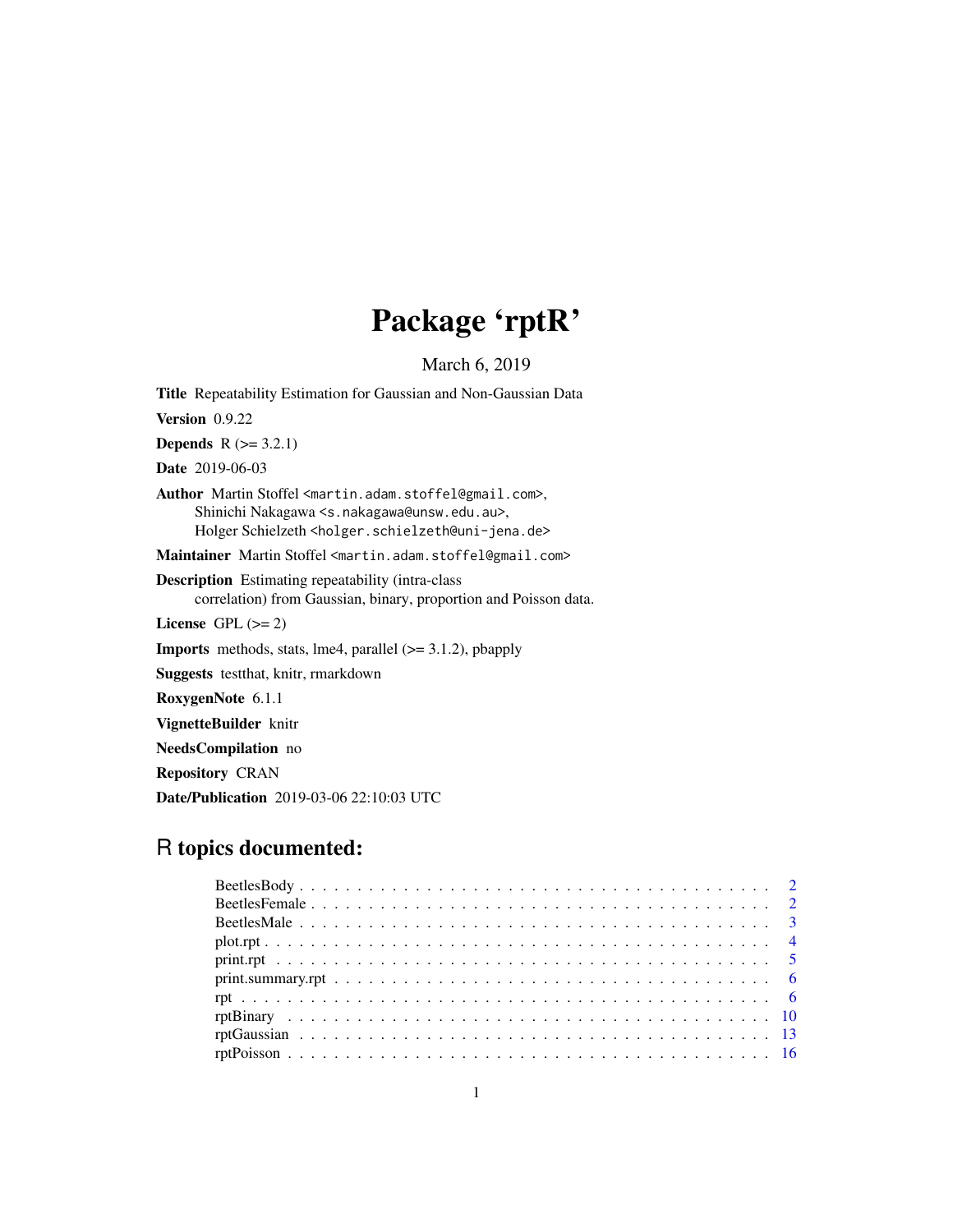# Package 'rptR'

March 6, 2019

**Title** Repeatability Estimation for Gaussian and Non-Gaussian Data

**Version** 0.9.22

**Depends** R (>= 3.2.1)

**Date** 2019-06-03

**Author** Martin Stoffel <martin.adam.stoffel@gmail.com>,
Shinichi Nakagawa <s.nakagawa@unsw.edu.au>,
Holger Schielzeth <holger.schielzeth@uni-jena.de>

**Maintainer** Martin Stoffel <martin.adam.stoffel@gmail.com>

**Description** Estimating repeatability (intra-class correlation) from Gaussian, binary, proportion and Poisson data.

**License** GPL (>= 2)

**Imports** methods, stats, lme4, parallel (>= 3.1.2), pbapply

**Suggests** testthat, knitr, rmarkdown

**RoxygenNote** 6.1.1

**VignetteBuilder** knitr

**NeedsCompilation** no

**Repository** CRAN

**Date/Publication** 2019-03-06 22:10:03 UTC

## R topics documented:

- BeetlesBody . . . . . . . . . . 2
- BeetlesFemale . . . . . . . . . . 2
- BeetlesMale . . . . . . . . . . 3
- plot.rpt . . . . . . . . . . 4
- print.rpt . . . . . . . . . . 5
- print.summary.rpt . . . . . . . . . . 6
- rpt . . . . . . . . . . 6
- rptBinary . . . . . . . . . . 10
- rptGaussian . . . . . . . . . . 13
- rptPoisson . . . . . . . . . . 16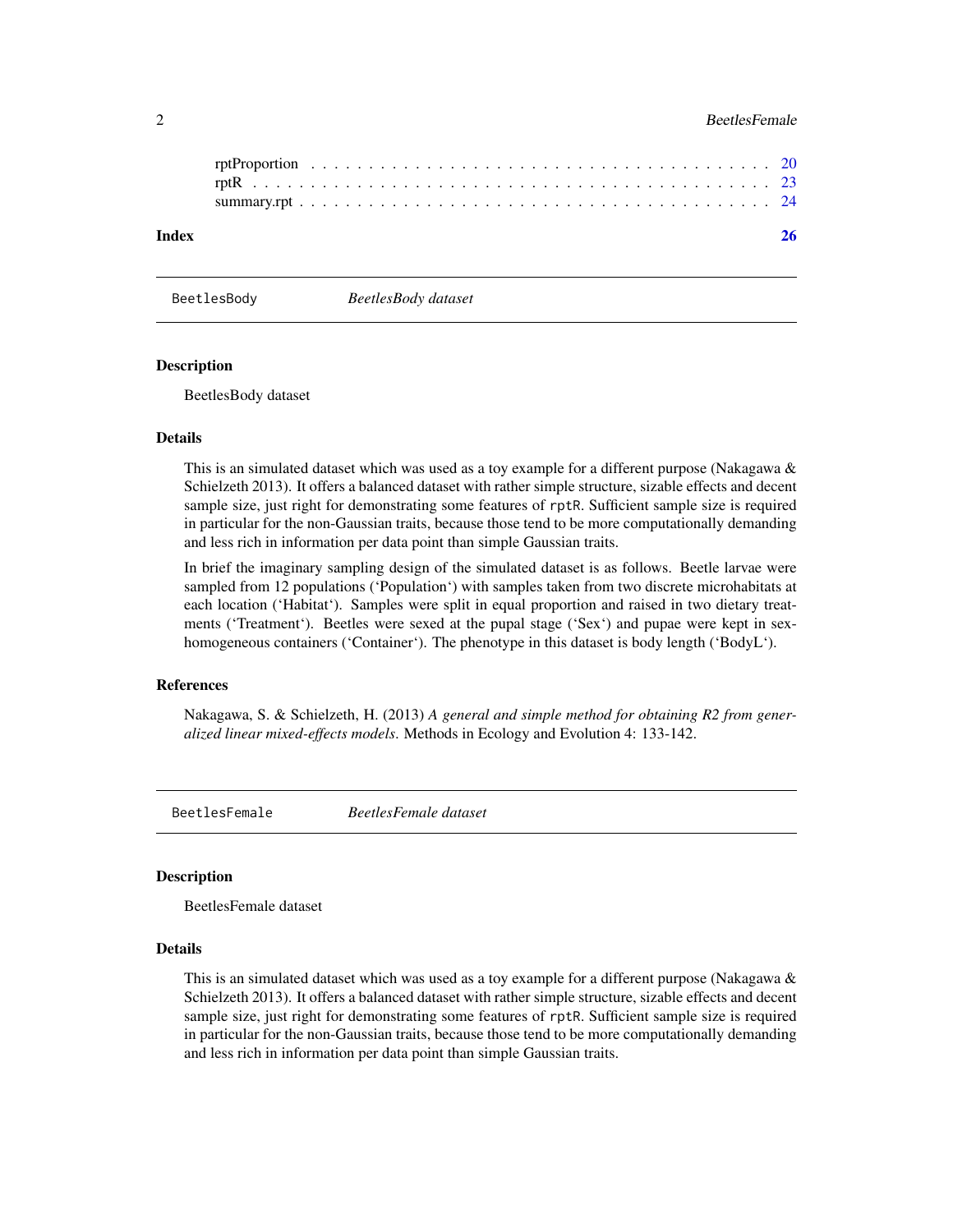rptProportion . . . . . . . . . . . . . . . . . . . . . . . . . . . . . . . . . . . . . 20
rptR . . . . . . . . . . . . . . . . . . . . . . . . . . . . . . . . . . . . . . . . . 23
summary.rpt . . . . . . . . . . . . . . . . . . . . . . . . . . . . . . . . . . . . . . 24

**Index** **26**

---

## BeetlesBody &nbsp;&nbsp;&nbsp;&nbsp; *BeetlesBody dataset*

### Description

BeetlesBody dataset

### Details

This is an simulated dataset which was used as a toy example for a different purpose (Nakagawa & Schielzeth 2013). It offers a balanced dataset with rather simple structure, sizable effects and decent sample size, just right for demonstrating some features of `rptR`. Sufficient sample size is required in particular for the non-Gaussian traits, because those tend to be more computationally demanding and less rich in information per data point than simple Gaussian traits.

In brief the imaginary sampling design of the simulated dataset is as follows. Beetle larvae were sampled from 12 populations ('Population') with samples taken from two discrete microhabitats at each location ('Habitat'). Samples were split in equal proportion and raised in two dietary treatments ('Treatment'). Beetles were sexed at the pupal stage ('Sex') and pupae were kept in sex-homogeneous containers ('Container'). The phenotype in this dataset is body length ('BodyL').

### References

Nakagawa, S. & Schielzeth, H. (2013) *A general and simple method for obtaining R2 from generalized linear mixed-effects models*. Methods in Ecology and Evolution 4: 133-142.

---

## BeetlesFemale &nbsp;&nbsp;&nbsp;&nbsp; *BeetlesFemale dataset*

### Description

BeetlesFemale dataset

### Details

This is an simulated dataset which was used as a toy example for a different purpose (Nakagawa & Schielzeth 2013). It offers a balanced dataset with rather simple structure, sizable effects and decent sample size, just right for demonstrating some features of `rptR`. Sufficient sample size is required in particular for the non-Gaussian traits, because those tend to be more computationally demanding and less rich in information per data point than simple Gaussian traits.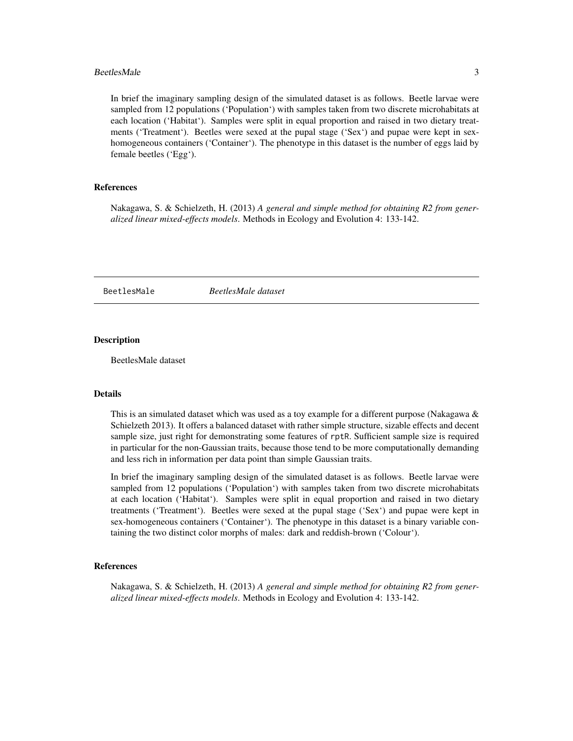In brief the imaginary sampling design of the simulated dataset is as follows. Beetle larvae were sampled from 12 populations ('Population') with samples taken from two discrete microhabitats at each location ('Habitat'). Samples were split in equal proportion and raised in two dietary treatments ('Treatment'). Beetles were sexed at the pupal stage ('Sex') and pupae were kept in sex-homogeneous containers ('Container'). The phenotype in this dataset is the number of eggs laid by female beetles ('Egg').

### References

Nakagawa, S. & Schielzeth, H. (2013) *A general and simple method for obtaining R2 from generalized linear mixed-effects models*. Methods in Ecology and Evolution 4: 133-142.

---

## BeetlesMale *BeetlesMale dataset*

---

### Description

BeetlesMale dataset

### Details

This is an simulated dataset which was used as a toy example for a different purpose (Nakagawa & Schielzeth 2013). It offers a balanced dataset with rather simple structure, sizable effects and decent sample size, just right for demonstrating some features of `rptR`. Sufficient sample size is required in particular for the non-Gaussian traits, because those tend to be more computationally demanding and less rich in information per data point than simple Gaussian traits.

In brief the imaginary sampling design of the simulated dataset is as follows. Beetle larvae were sampled from 12 populations ('Population') with samples taken from two discrete microhabitats at each location ('Habitat'). Samples were split in equal proportion and raised in two dietary treatments ('Treatment'). Beetles were sexed at the pupal stage ('Sex') and pupae were kept in sex-homogeneous containers ('Container'). The phenotype in this dataset is a binary variable containing the two distinct color morphs of males: dark and reddish-brown ('Colour').

### References

Nakagawa, S. & Schielzeth, H. (2013) *A general and simple method for obtaining R2 from generalized linear mixed-effects models*. Methods in Ecology and Evolution 4: 133-142.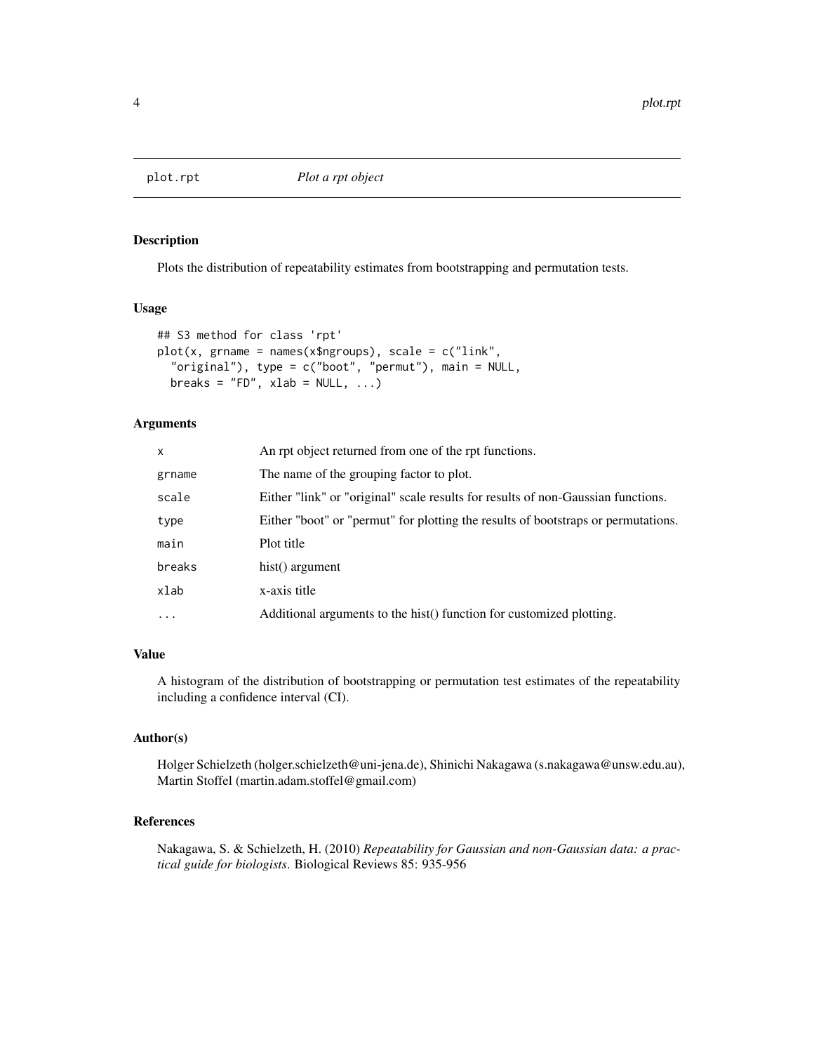# plot.rpt — *Plot a rpt object*

## Description

Plots the distribution of repeatability estimates from bootstrapping and permutation tests.

## Usage

```
## S3 method for class 'rpt'
plot(x, grname = names(x$ngroups), scale = c("link",
  "original"), type = c("boot", "permut"), main = NULL,
  breaks = "FD", xlab = NULL, ...)
```

## Arguments

| | |
|---|---|
| x | An rpt object returned from one of the rpt functions. |
| grname | The name of the grouping factor to plot. |
| scale | Either "link" or "original" scale results for results of non-Gaussian functions. |
| type | Either "boot" or "permut" for plotting the results of bootstraps or permutations. |
| main | Plot title |
| breaks | hist() argument |
| xlab | x-axis title |
| ... | Additional arguments to the hist() function for customized plotting. |

## Value

A histogram of the distribution of bootstrapping or permutation test estimates of the repeatability including a confidence interval (CI).

## Author(s)

Holger Schielzeth (holger.schielzeth@uni-jena.de), Shinichi Nakagawa (s.nakagawa@unsw.edu.au), Martin Stoffel (martin.adam.stoffel@gmail.com)

## References

Nakagawa, S. & Schielzeth, H. (2010) *Repeatability for Gaussian and non-Gaussian data: a practical guide for biologists*. Biological Reviews 85: 935-956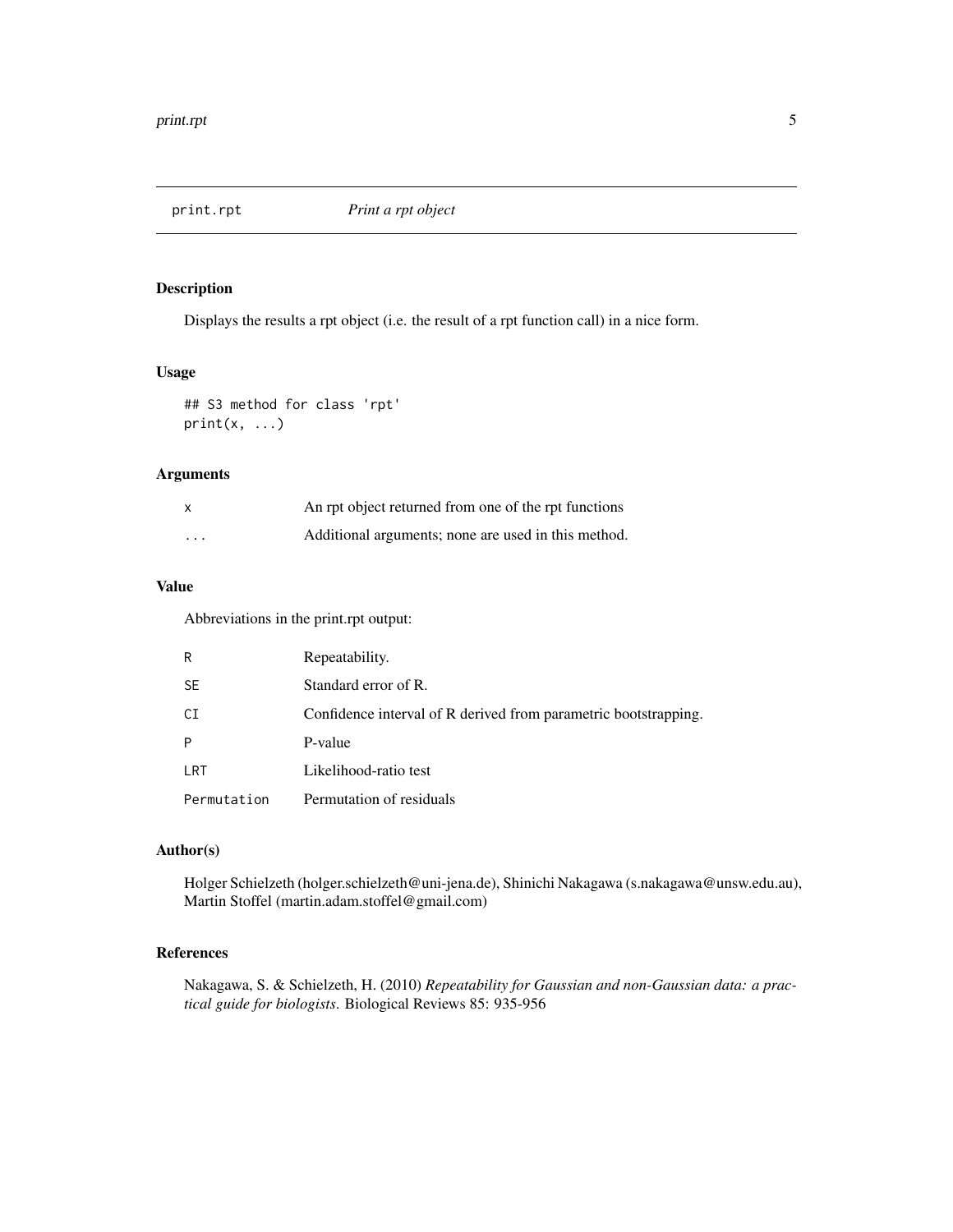## print.rpt — *Print a rpt object*

### Description

Displays the results a rpt object (i.e. the result of a rpt function call) in a nice form.

### Usage

```
## S3 method for class 'rpt'
print(x, ...)
```

### Arguments

| | |
|---|---|
| `x` | An rpt object returned from one of the rpt functions |
| `...` | Additional arguments; none are used in this method. |

### Value

Abbreviations in the print.rpt output:

| | |
|---|---|
| `R` | Repeatability. |
| `SE` | Standard error of R. |
| `CI` | Confidence interval of R derived from parametric bootstrapping. |
| `P` | P-value |
| `LRT` | Likelihood-ratio test |
| `Permutation` | Permutation of residuals |

### Author(s)

Holger Schielzeth (holger.schielzeth@uni-jena.de), Shinichi Nakagawa (s.nakagawa@unsw.edu.au), Martin Stoffel (martin.adam.stoffel@gmail.com)

### References

Nakagawa, S. & Schielzeth, H. (2010) *Repeatability for Gaussian and non-Gaussian data: a practical guide for biologists*. Biological Reviews 85: 935-956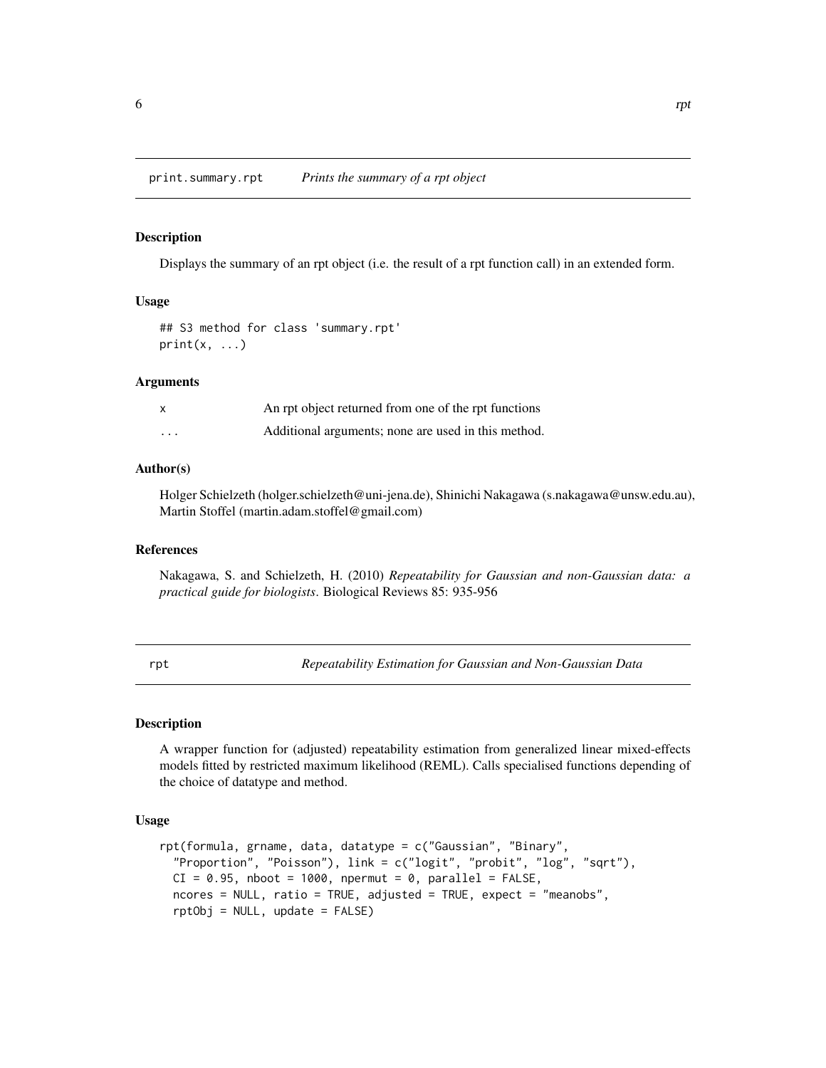## print.summary.rpt *Prints the summary of a rpt object*

### Description

Displays the summary of an rpt object (i.e. the result of a rpt function call) in an extended form.

### Usage

```
## S3 method for class 'summary.rpt'
print(x, ...)
```

### Arguments

| | |
|---|---|
| x | An rpt object returned from one of the rpt functions |
| ... | Additional arguments; none are used in this method. |

### Author(s)

Holger Schielzeth (holger.schielzeth@uni-jena.de), Shinichi Nakagawa (s.nakagawa@unsw.edu.au), Martin Stoffel (martin.adam.stoffel@gmail.com)

### References

Nakagawa, S. and Schielzeth, H. (2010) *Repeatability for Gaussian and non-Gaussian data: a practical guide for biologists*. Biological Reviews 85: 935-956

## rpt *Repeatability Estimation for Gaussian and Non-Gaussian Data*

### Description

A wrapper function for (adjusted) repeatability estimation from generalized linear mixed-effects models fitted by restricted maximum likelihood (REML). Calls specialised functions depending of the choice of datatype and method.

### Usage

```
rpt(formula, grname, data, datatype = c("Gaussian", "Binary",
  "Proportion", "Poisson"), link = c("logit", "probit", "log", "sqrt"),
  CI = 0.95, nboot = 1000, npermut = 0, parallel = FALSE,
  ncores = NULL, ratio = TRUE, adjusted = TRUE, expect = "meanobs",
  rptObj = NULL, update = FALSE)
```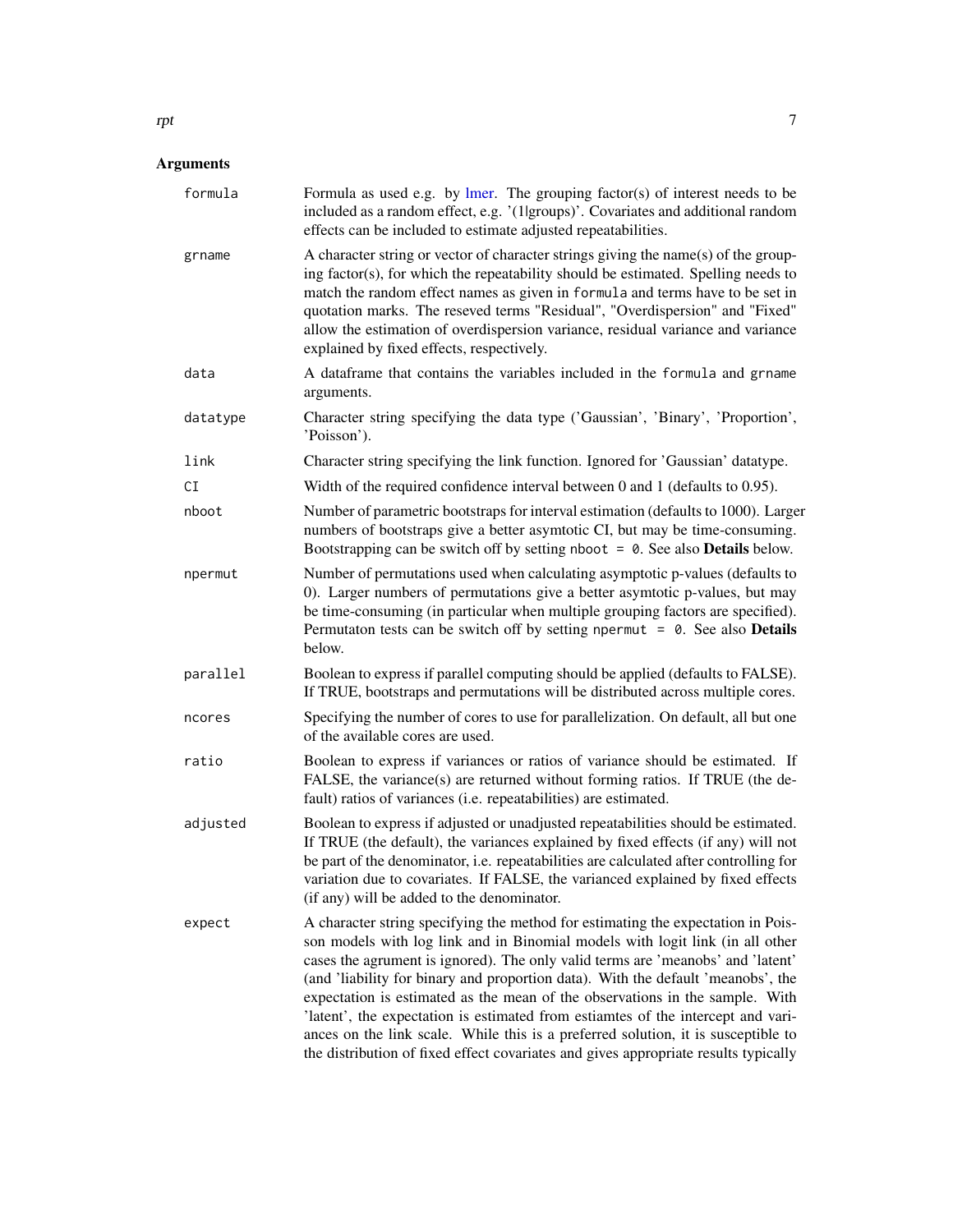## Arguments

| | |
|---|---|
| `formula` | Formula as used e.g. by lmer. The grouping factor(s) of interest needs to be included as a random effect, e.g. '(1\|groups)'. Covariates and additional random effects can be included to estimate adjusted repeatabilities. |
| `grname` | A character string or vector of character strings giving the name(s) of the grouping factor(s), for which the repeatability should be estimated. Spelling needs to match the random effect names as given in `formula` and terms have to be set in quotation marks. The reseved terms "Residual", "Overdispersion" and "Fixed" allow the estimation of overdispersion variance, residual variance and variance explained by fixed effects, respectively. |
| `data` | A dataframe that contains the variables included in the `formula` and `grname` arguments. |
| `datatype` | Character string specifying the data type ('Gaussian', 'Binary', 'Proportion', 'Poisson'). |
| `link` | Character string specifying the link function. Ignored for 'Gaussian' datatype. |
| `CI` | Width of the required confidence interval between 0 and 1 (defaults to 0.95). |
| `nboot` | Number of parametric bootstraps for interval estimation (defaults to 1000). Larger numbers of bootstraps give a better asymtotic CI, but may be time-consuming. Bootstrapping can be switch off by setting `nboot = 0`. See also **Details** below. |
| `npermut` | Number of permutations used when calculating asymptotic p-values (defaults to 0). Larger numbers of permutations give a better asymtotic p-values, but may be time-consuming (in particular when multiple grouping factors are specified). Permutaton tests can be switch off by setting `npermut = 0`. See also **Details** below. |
| `parallel` | Boolean to express if parallel computing should be applied (defaults to FALSE). If TRUE, bootstraps and permutations will be distributed across multiple cores. |
| `ncores` | Specifying the number of cores to use for parallelization. On default, all but one of the available cores are used. |
| `ratio` | Boolean to express if variances or ratios of variance should be estimated. If FALSE, the variance(s) are returned without forming ratios. If TRUE (the default) ratios of variances (i.e. repeatabilities) are estimated. |
| `adjusted` | Boolean to express if adjusted or unadjusted repeatabilities should be estimated. If TRUE (the default), the variances explained by fixed effects (if any) will not be part of the denominator, i.e. repeatabilities are calculated after controlling for variation due to covariates. If FALSE, the varianced explained by fixed effects (if any) will be added to the denominator. |
| `expect` | A character string specifying the method for estimating the expectation in Poisson models with log link and in Binomial models with logit link (in all other cases the agrument is ignored). The only valid terms are 'meanobs' and 'latent' (and 'liability for binary and proportion data). With the default 'meanobs', the expectation is estimated as the mean of the observations in the sample. With 'latent', the expectation is estimated from estiamtes of the intercept and variances on the link scale. While this is a preferred solution, it is susceptible to the distribution of fixed effect covariates and gives appropriate results typically |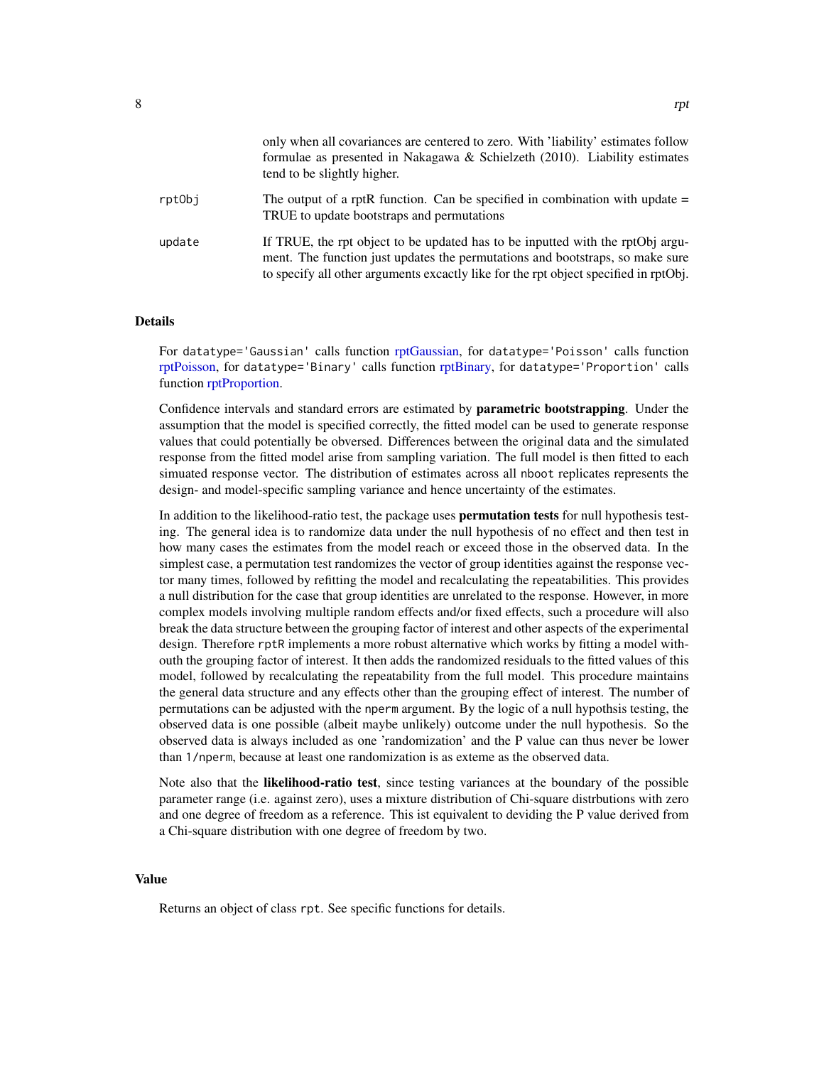only when all covariances are centered to zero. With 'liability' estimates follow formulae as presented in Nakagawa & Schielzeth (2010). Liability estimates tend to be slightly higher.

| | |
|---|---|
| `rptObj` | The output of a rptR function. Can be specified in combination with update = TRUE to update bootstraps and permutations |
| `update` | If TRUE, the rpt object to be updated has to be inputted with the rptObj argument. The function just updates the permutations and bootstraps, so make sure to specify all other arguments excactly like for the rpt object specified in rptObj. |

## Details

For `datatype='Gaussian'` calls function rptGaussian, for `datatype='Poisson'` calls function rptPoisson, for `datatype='Binary'` calls function rptBinary, for `datatype='Proportion'` calls function rptProportion.

Confidence intervals and standard errors are estimated by **parametric bootstrapping**. Under the assumption that the model is specified correctly, the fitted model can be used to generate response values that could potentially be obversed. Differences between the original data and the simulated response from the fitted model arise from sampling variation. The full model is then fitted to each simuated response vector. The distribution of estimates across all `nboot` replicates represents the design- and model-specific sampling variance and hence uncertainty of the estimates.

In addition to the likelihood-ratio test, the package uses **permutation tests** for null hypothesis testing. The general idea is to randomize data under the null hypothesis of no effect and then test in how many cases the estimates from the model reach or exceed those in the observed data. In the simplest case, a permutation test randomizes the vector of group identities against the response vector many times, followed by refitting the model and recalculating the repeatabilities. This provides a null distribution for the case that group identities are unrelated to the response. However, in more complex models involving multiple random effects and/or fixed effects, such a procedure will also break the data structure between the grouping factor of interest and other aspects of the experimental design. Therefore `rptR` implements a more robust alternative which works by fitting a model withouth the grouping factor of interest. It then adds the randomized residuals to the fitted values of this model, followed by recalculating the repeatability from the full model. This procedure maintains the general data structure and any effects other than the grouping effect of interest. The number of permutations can be adjusted with the `nperm` argument. By the logic of a null hypothsis testing, the observed data is one possible (albeit maybe unlikely) outcome under the null hypothesis. So the observed data is always included as one 'randomization' and the P value can thus never be lower than `1/nperm`, because at least one randomization is as exteme as the observed data.

Note also that the **likelihood-ratio test**, since testing variances at the boundary of the possible parameter range (i.e. against zero), uses a mixture distribution of Chi-square distrbutions with zero and one degree of freedom as a reference. This ist equivalent to deviding the P value derived from a Chi-square distribution with one degree of freedom by two.

## Value

Returns an object of class `rpt`. See specific functions for details.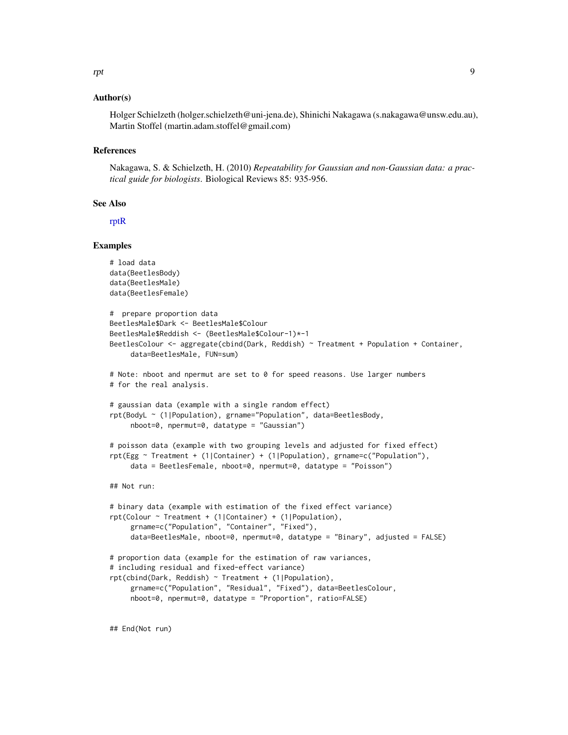### Author(s)

Holger Schielzeth (holger.schielzeth@uni-jena.de), Shinichi Nakagawa (s.nakagawa@unsw.edu.au), Martin Stoffel (martin.adam.stoffel@gmail.com)

### References

Nakagawa, S. & Schielzeth, H. (2010) *Repeatability for Gaussian and non-Gaussian data: a practical guide for biologists*. Biological Reviews 85: 935-956.

### See Also

rptR

### Examples

```
# load data
data(BeetlesBody)
data(BeetlesMale)
data(BeetlesFemale)

#  prepare proportion data
BeetlesMale$Dark <- BeetlesMale$Colour
BeetlesMale$Reddish <- (BeetlesMale$Colour-1)*-1
BeetlesColour <- aggregate(cbind(Dark, Reddish) ~ Treatment + Population + Container,
     data=BeetlesMale, FUN=sum)

# Note: nboot and npermut are set to 0 for speed reasons. Use larger numbers
# for the real analysis.

# gaussian data (example with a single random effect)
rpt(BodyL ~ (1|Population), grname="Population", data=BeetlesBody,
     nboot=0, npermut=0, datatype = "Gaussian")

# poisson data (example with two grouping levels and adjusted for fixed effect)
rpt(Egg ~ Treatment + (1|Container) + (1|Population), grname=c("Population"),
     data = BeetlesFemale, nboot=0, npermut=0, datatype = "Poisson")

## Not run:

# binary data (example with estimation of the fixed effect variance)
rpt(Colour ~ Treatment + (1|Container) + (1|Population),
     grname=c("Population", "Container", "Fixed"),
     data=BeetlesMale, nboot=0, npermut=0, datatype = "Binary", adjusted = FALSE)

# proportion data (example for the estimation of raw variances,
# including residual and fixed-effect variance)
rpt(cbind(Dark, Reddish) ~ Treatment + (1|Population),
     grname=c("Population", "Residual", "Fixed"), data=BeetlesColour,
     nboot=0, npermut=0, datatype = "Proportion", ratio=FALSE)


## End(Not run)
```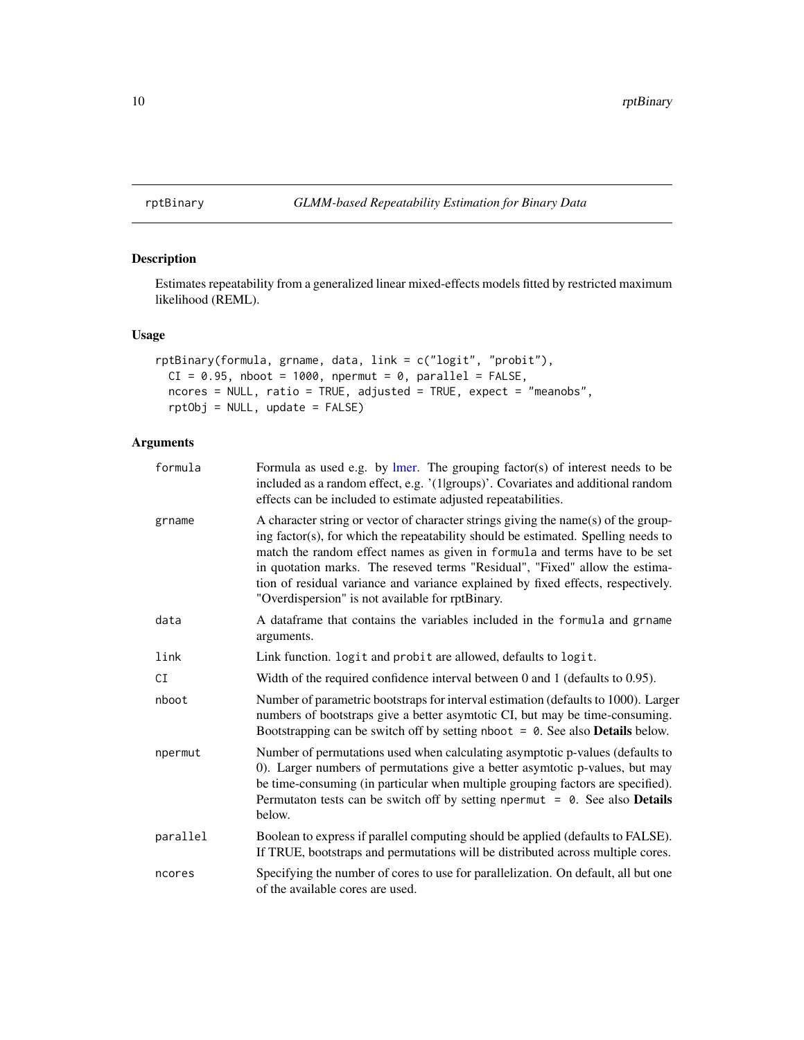rptBinary *GLMM-based Repeatability Estimation for Binary Data*

## Description

Estimates repeatability from a generalized linear mixed-effects models fitted by restricted maximum likelihood (REML).

## Usage

```
rptBinary(formula, grname, data, link = c("logit", "probit"),
  CI = 0.95, nboot = 1000, npermut = 0, parallel = FALSE,
  ncores = NULL, ratio = TRUE, adjusted = TRUE, expect = "meanobs",
  rptObj = NULL, update = FALSE)
```

## Arguments

| | |
|---|---|
| `formula` | Formula as used e.g. by lmer. The grouping factor(s) of interest needs to be included as a random effect, e.g. '(1\|groups)'. Covariates and additional random effects can be included to estimate adjusted repeatabilities. |
| `grname` | A character string or vector of character strings giving the name(s) of the grouping factor(s), for which the repeatability should be estimated. Spelling needs to match the random effect names as given in `formula` and terms have to be set in quotation marks. The reseved terms "Residual", "Fixed" allow the estimation of residual variance and variance explained by fixed effects, respectively. "Overdispersion" is not available for rptBinary. |
| `data` | A dataframe that contains the variables included in the `formula` and `grname` arguments. |
| `link` | Link function. `logit` and `probit` are allowed, defaults to `logit`. |
| `CI` | Width of the required confidence interval between 0 and 1 (defaults to 0.95). |
| `nboot` | Number of parametric bootstraps for interval estimation (defaults to 1000). Larger numbers of bootstraps give a better asymtotic CI, but may be time-consuming. Bootstrapping can be switch off by setting `nboot = 0`. See also **Details** below. |
| `npermut` | Number of permutations used when calculating asymptotic p-values (defaults to 0). Larger numbers of permutations give a better asymtotic p-values, but may be time-consuming (in particular when multiple grouping factors are specified). Permutaton tests can be switch off by setting `npermut = 0`. See also **Details** below. |
| `parallel` | Boolean to express if parallel computing should be applied (defaults to FALSE). If TRUE, bootstraps and permutations will be distributed across multiple cores. |
| `ncores` | Specifying the number of cores to use for parallelization. On default, all but one of the available cores are used. |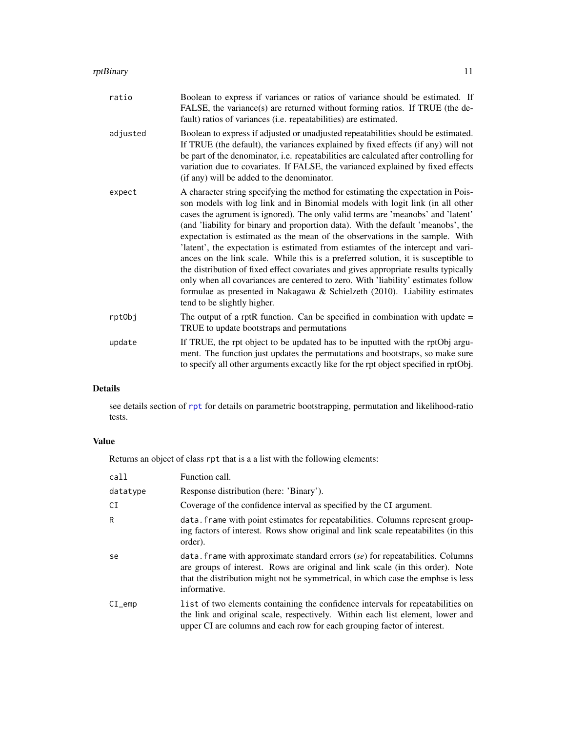| | |
|---|---|
| ratio | Boolean to express if variances or ratios of variance should be estimated. If FALSE, the variance(s) are returned without forming ratios. If TRUE (the default) ratios of variances (i.e. repeatabilities) are estimated. |
| adjusted | Boolean to express if adjusted or unadjusted repeatabilities should be estimated. If TRUE (the default), the variances explained by fixed effects (if any) will not be part of the denominator, i.e. repeatabilities are calculated after controlling for variation due to covariates. If FALSE, the varianced explained by fixed effects (if any) will be added to the denominator. |
| expect | A character string specifying the method for estimating the expectation in Poisson models with log link and in Binomial models with logit link (in all other cases the agrument is ignored). The only valid terms are 'meanobs' and 'latent' (and 'liability for binary and proportion data). With the default 'meanobs', the expectation is estimated as the mean of the observations in the sample. With 'latent', the expectation is estimated from estiamtes of the intercept and variances on the link scale. While this is a preferred solution, it is susceptible to the distribution of fixed effect covariates and gives appropriate results typically only when all covariances are centered to zero. With 'liability' estimates follow formulae as presented in Nakagawa & Schielzeth (2010). Liability estimates tend to be slightly higher. |
| rptObj | The output of a rptR function. Can be specified in combination with update = TRUE to update bootstraps and permutations |
| update | If TRUE, the rpt object to be updated has to be inputted with the rptObj argument. The function just updates the permutations and bootstraps, so make sure to specify all other arguments excactly like for the rpt object specified in rptObj. |

## Details

see details section of rpt for details on parametric bootstrapping, permutation and likelihood-ratio tests.

## Value

Returns an object of class rpt that is a a list with the following elements:

| | |
|---|---|
| call | Function call. |
| datatype | Response distribution (here: 'Binary'). |
| CI | Coverage of the confidence interval as specified by the CI argument. |
| R | data.frame with point estimates for repeatabilities. Columns represent grouping factors of interest. Rows show original and link scale repeatabilites (in this order). |
| se | data.frame with approximate standard errors (*se*) for repeatabilities. Columns are groups of interest. Rows are original and link scale (in this order). Note that the distribution might not be symmetrical, in which case the emphse is less informative. |
| CI_emp | list of two elements containing the confidence intervals for repeatabilities on the link and original scale, respectively. Within each list element, lower and upper CI are columns and each row for each grouping factor of interest. |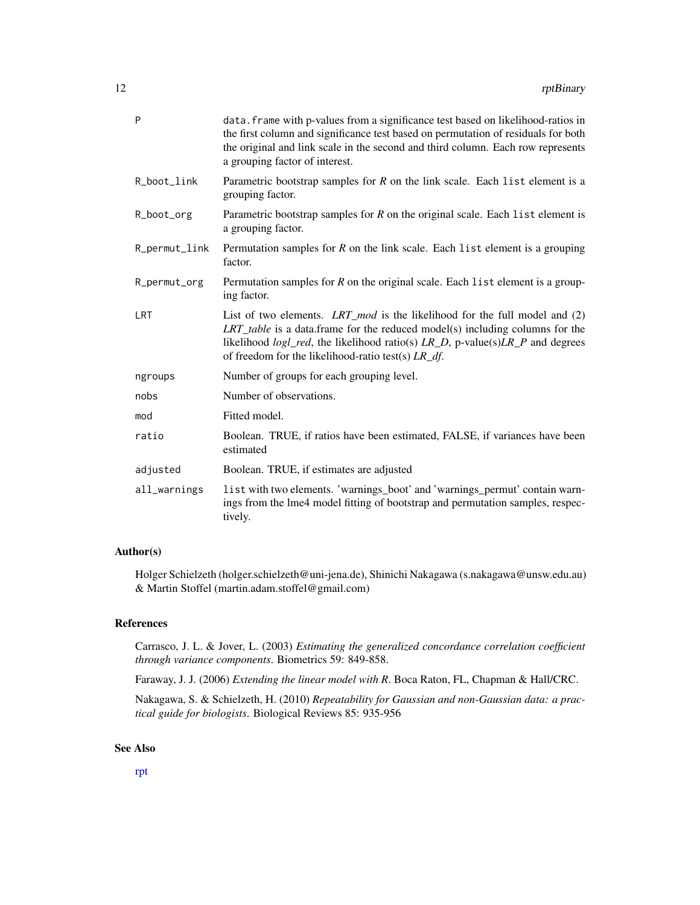| | |
|---|---|
| `P` | `data.frame` with p-values from a significance test based on likelihood-ratios in the first column and significance test based on permutation of residuals for both the original and link scale in the second and third column. Each row represents a grouping factor of interest. |
| `R_boot_link` | Parametric bootstrap samples for *R* on the link scale. Each `list` element is a grouping factor. |
| `R_boot_org` | Parametric bootstrap samples for *R* on the original scale. Each `list` element is a grouping factor. |
| `R_permut_link` | Permutation samples for *R* on the link scale. Each `list` element is a grouping factor. |
| `R_permut_org` | Permutation samples for *R* on the original scale. Each `list` element is a grouping factor. |
| `LRT` | List of two elements. *LRT_mod* is the likelihood for the full model and (2) *LRT_table* is a data.frame for the reduced model(s) including columns for the likelihood *logl_red*, the likelihood ratio(s) *LR_D*, p-value(s)*LR_P* and degrees of freedom for the likelihood-ratio test(s) *LR_df*. |
| `ngroups` | Number of groups for each grouping level. |
| `nobs` | Number of observations. |
| `mod` | Fitted model. |
| `ratio` | Boolean. TRUE, if ratios have been estimated, FALSE, if variances have been estimated |
| `adjusted` | Boolean. TRUE, if estimates are adjusted |
| `all_warnings` | `list` with two elements. 'warnings_boot' and 'warnings_permut' contain warnings from the lme4 model fitting of bootstrap and permutation samples, respectively. |

## Author(s)

Holger Schielzeth (holger.schielzeth@uni-jena.de), Shinichi Nakagawa (s.nakagawa@unsw.edu.au) & Martin Stoffel (martin.adam.stoffel@gmail.com)

## References

Carrasco, J. L. & Jover, L. (2003) *Estimating the generalized concordance correlation coefficient through variance components*. Biometrics 59: 849-858.

Faraway, J. J. (2006) *Extending the linear model with R*. Boca Raton, FL, Chapman & Hall/CRC.

Nakagawa, S. & Schielzeth, H. (2010) *Repeatability for Gaussian and non-Gaussian data: a practical guide for biologists*. Biological Reviews 85: 935-956

## See Also

rpt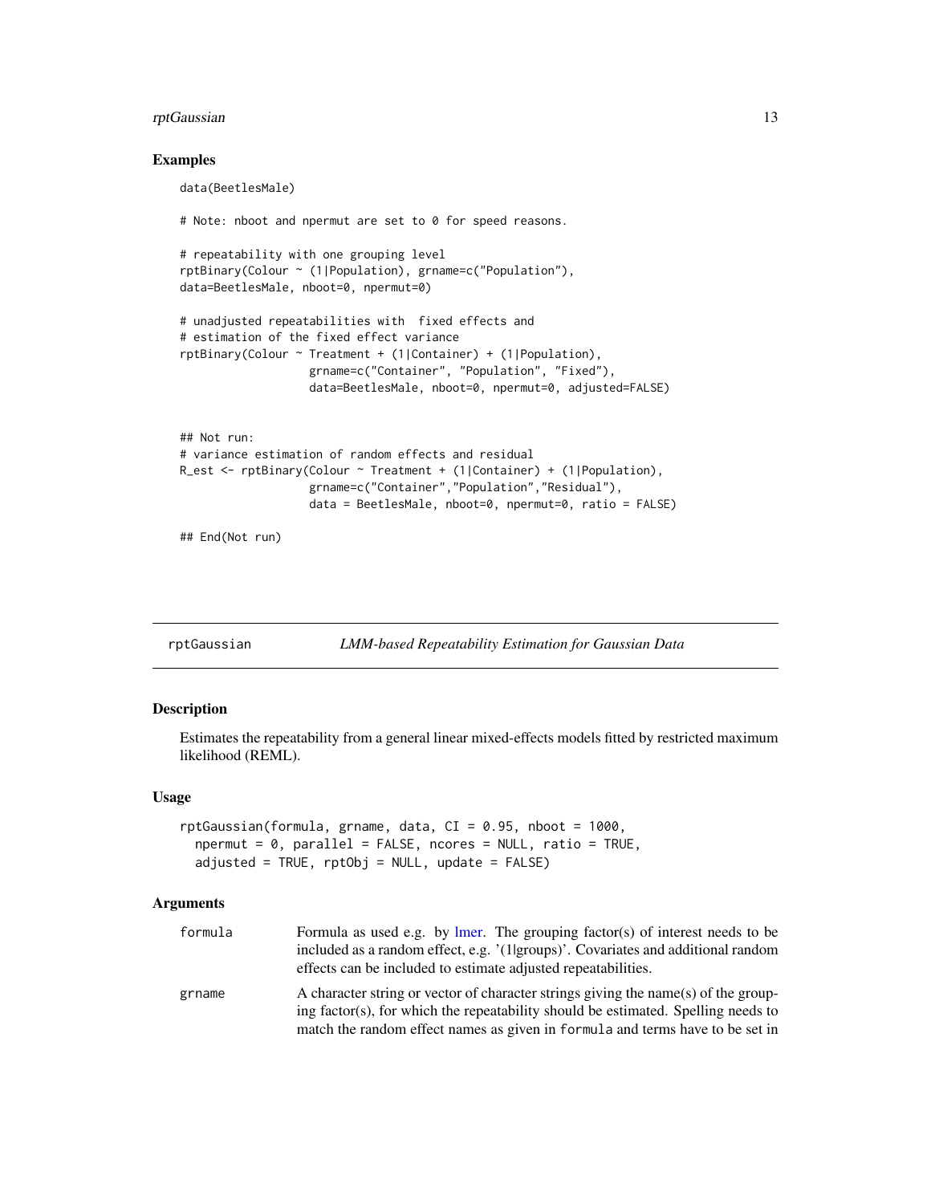### Examples

```
data(BeetlesMale)

# Note: nboot and npermut are set to 0 for speed reasons.

# repeatability with one grouping level
rptBinary(Colour ~ (1|Population), grname=c("Population"),
data=BeetlesMale, nboot=0, npermut=0)

# unadjusted repeatabilities with  fixed effects and
# estimation of the fixed effect variance
rptBinary(Colour ~ Treatment + (1|Container) + (1|Population),
                    grname=c("Container", "Population", "Fixed"),
                    data=BeetlesMale, nboot=0, npermut=0, adjusted=FALSE)


## Not run:
# variance estimation of random effects and residual
R_est <- rptBinary(Colour ~ Treatment + (1|Container) + (1|Population),
                    grname=c("Container","Population","Residual"),
                    data = BeetlesMale, nboot=0, npermut=0, ratio = FALSE)

## End(Not run)
```

---

## rptGaussian *LMM-based Repeatability Estimation for Gaussian Data*

### Description

Estimates the repeatability from a general linear mixed-effects models fitted by restricted maximum likelihood (REML).

### Usage

```
rptGaussian(formula, grname, data, CI = 0.95, nboot = 1000,
  npermut = 0, parallel = FALSE, ncores = NULL, ratio = TRUE,
  adjusted = TRUE, rptObj = NULL, update = FALSE)
```

### Arguments

| | |
|---|---|
| `formula` | Formula as used e.g. by lmer. The grouping factor(s) of interest needs to be included as a random effect, e.g. '(1\|groups)'. Covariates and additional random effects can be included to estimate adjusted repeatabilities. |
| `grname` | A character string or vector of character strings giving the name(s) of the grouping factor(s), for which the repeatability should be estimated. Spelling needs to match the random effect names as given in `formula` and terms have to be set in |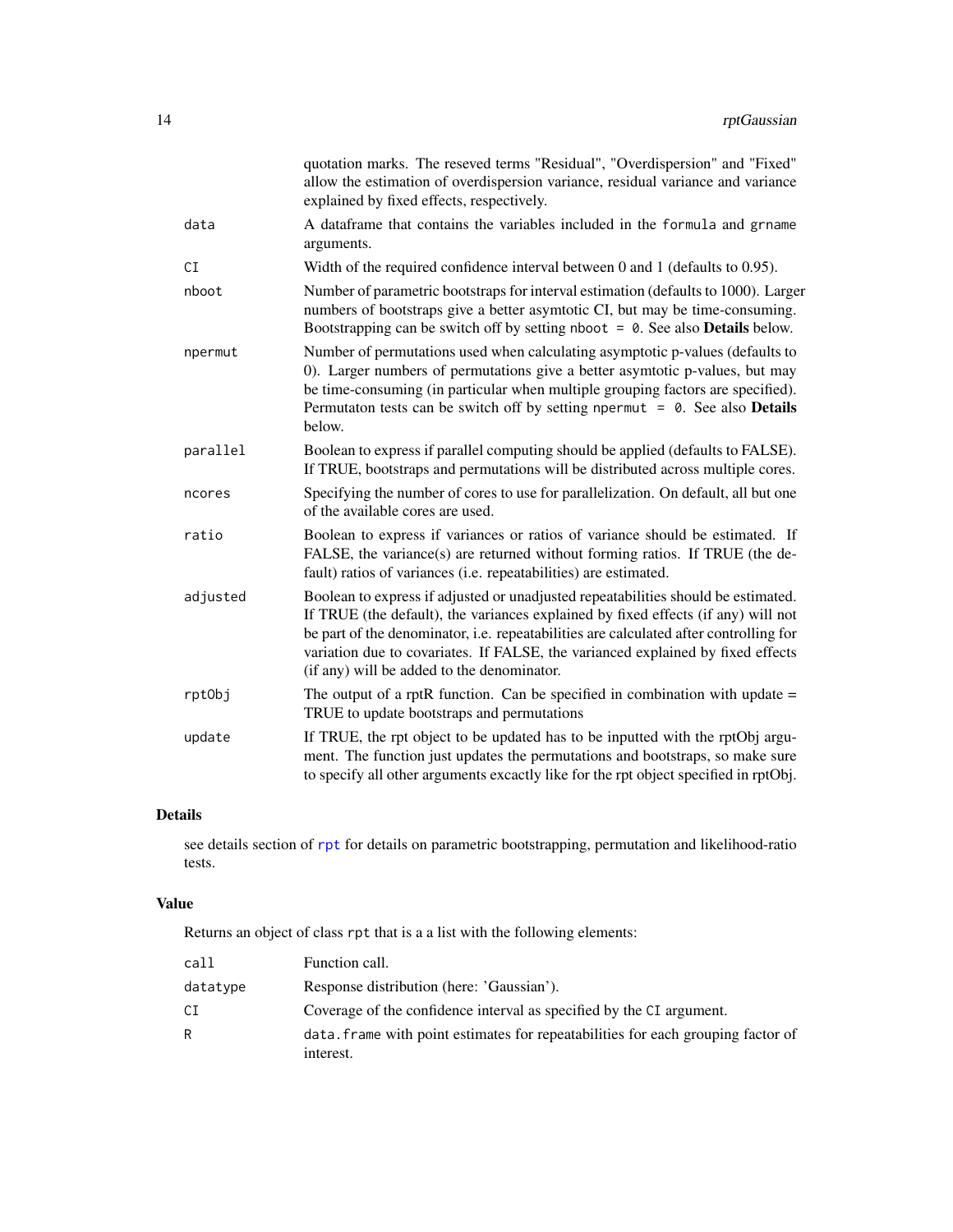quotation marks. The reseved terms "Residual", "Overdispersion" and "Fixed" allow the estimation of overdispersion variance, residual variance and variance explained by fixed effects, respectively.

| | |
|---|---|
| `data` | A dataframe that contains the variables included in the `formula` and `grname` arguments. |
| `CI` | Width of the required confidence interval between 0 and 1 (defaults to 0.95). |
| `nboot` | Number of parametric bootstraps for interval estimation (defaults to 1000). Larger numbers of bootstraps give a better asymtotic CI, but may be time-consuming. Bootstrapping can be switch off by setting `nboot = 0`. See also **Details** below. |
| `npermut` | Number of permutations used when calculating asymptotic p-values (defaults to 0). Larger numbers of permutations give a better asymtotic p-values, but may be time-consuming (in particular when multiple grouping factors are specified). Permutaton tests can be switch off by setting `npermut = 0`. See also **Details** below. |
| `parallel` | Boolean to express if parallel computing should be applied (defaults to FALSE). If TRUE, bootstraps and permutations will be distributed across multiple cores. |
| `ncores` | Specifying the number of cores to use for parallelization. On default, all but one of the available cores are used. |
| `ratio` | Boolean to express if variances or ratios of variance should be estimated. If FALSE, the variance(s) are returned without forming ratios. If TRUE (the default) ratios of variances (i.e. repeatabilities) are estimated. |
| `adjusted` | Boolean to express if adjusted or unadjusted repeatabilities should be estimated. If TRUE (the default), the variances explained by fixed effects (if any) will not be part of the denominator, i.e. repeatabilities are calculated after controlling for variation due to covariates. If FALSE, the varianced explained by fixed effects (if any) will be added to the denominator. |
| `rptObj` | The output of a rptR function. Can be specified in combination with update = TRUE to update bootstraps and permutations |
| `update` | If TRUE, the rpt object to be updated has to be inputted with the rptObj argument. The function just updates the permutations and bootstraps, so make sure to specify all other arguments excactly like for the rpt object specified in rptObj. |

## Details

see details section of `rpt` for details on parametric bootstrapping, permutation and likelihood-ratio tests.

## Value

Returns an object of class `rpt` that is a a list with the following elements:

| | |
|---|---|
| `call` | Function call. |
| `datatype` | Response distribution (here: 'Gaussian'). |
| `CI` | Coverage of the confidence interval as specified by the `CI` argument. |
| `R` | `data.frame` with point estimates for repeatabilities for each grouping factor of interest. |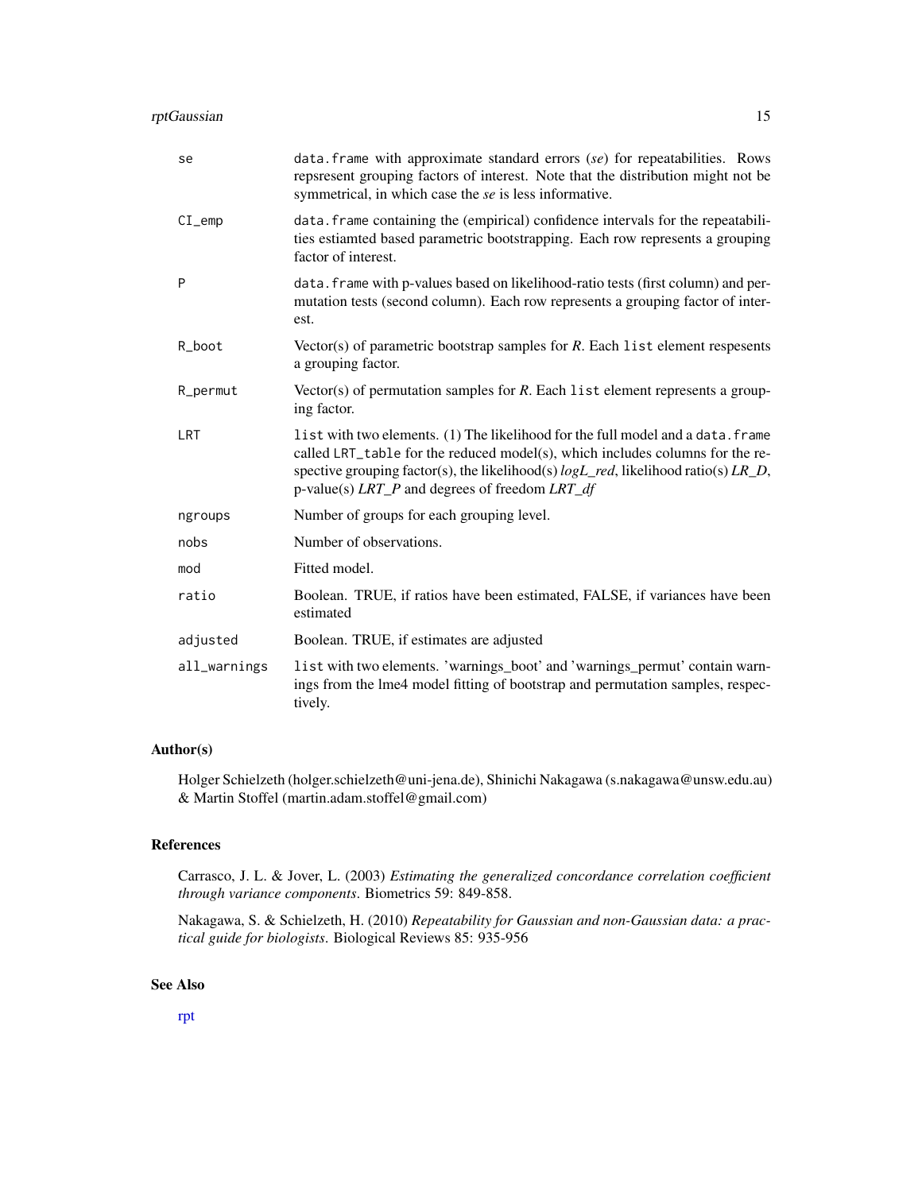| | |
|---|---|
| `se` | `data.frame` with approximate standard errors (*se*) for repeatabilities. Rows repsresent grouping factors of interest. Note that the distribution might not be symmetrical, in which case the *se* is less informative. |
| `CI_emp` | `data.frame` containing the (empirical) confidence intervals for the repeatabilities estiamted based parametric bootstrapping. Each row represents a grouping factor of interest. |
| `P` | `data.frame` with p-values based on likelihood-ratio tests (first column) and permutation tests (second column). Each row represents a grouping factor of interest. |
| `R_boot` | Vector(s) of parametric bootstrap samples for *R*. Each `list` element respesents a grouping factor. |
| `R_permut` | Vector(s) of permutation samples for *R*. Each `list` element represents a grouping factor. |
| `LRT` | `list` with two elements. (1) The likelihood for the full model and a `data.frame` called `LRT_table` for the reduced model(s), which includes columns for the respective grouping factor(s), the likelihood(s) *logL_red*, likelihood ratio(s) *LR_D*, p-value(s) *LRT_P* and degrees of freedom *LRT_df* |
| `ngroups` | Number of groups for each grouping level. |
| `nobs` | Number of observations. |
| `mod` | Fitted model. |
| `ratio` | Boolean. TRUE, if ratios have been estimated, FALSE, if variances have been estimated |
| `adjusted` | Boolean. TRUE, if estimates are adjusted |
| `all_warnings` | `list` with two elements. 'warnings_boot' and 'warnings_permut' contain warnings from the lme4 model fitting of bootstrap and permutation samples, respectively. |

## Author(s)

Holger Schielzeth (holger.schielzeth@uni-jena.de), Shinichi Nakagawa (s.nakagawa@unsw.edu.au) & Martin Stoffel (martin.adam.stoffel@gmail.com)

## References

Carrasco, J. L. & Jover, L. (2003) *Estimating the generalized concordance correlation coefficient through variance components*. Biometrics 59: 849-858.

Nakagawa, S. & Schielzeth, H. (2010) *Repeatability for Gaussian and non-Gaussian data: a practical guide for biologists*. Biological Reviews 85: 935-956

## See Also

rpt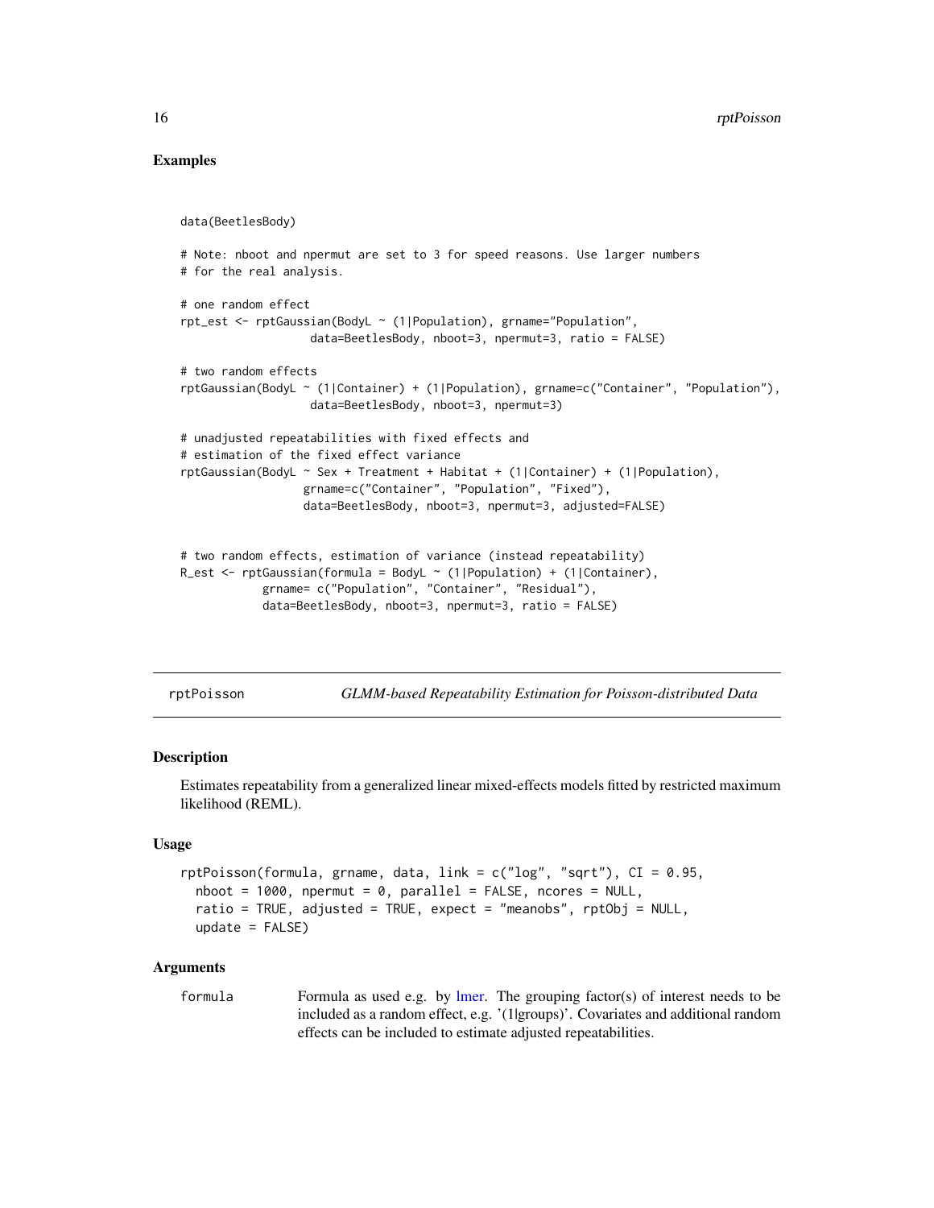## Examples

```
data(BeetlesBody)

# Note: nboot and npermut are set to 3 for speed reasons. Use larger numbers
# for the real analysis.

# one random effect
rpt_est <- rptGaussian(BodyL ~ (1|Population), grname="Population",
                   data=BeetlesBody, nboot=3, npermut=3, ratio = FALSE)

# two random effects
rptGaussian(BodyL ~ (1|Container) + (1|Population), grname=c("Container", "Population"),
                   data=BeetlesBody, nboot=3, npermut=3)

# unadjusted repeatabilities with fixed effects and
# estimation of the fixed effect variance
rptGaussian(BodyL ~ Sex + Treatment + Habitat + (1|Container) + (1|Population),
                  grname=c("Container", "Population", "Fixed"),
                  data=BeetlesBody, nboot=3, npermut=3, adjusted=FALSE)


# two random effects, estimation of variance (instead repeatability)
R_est <- rptGaussian(formula = BodyL ~ (1|Population) + (1|Container),
            grname= c("Population", "Container", "Residual"),
            data=BeetlesBody, nboot=3, npermut=3, ratio = FALSE)
```

---

# rptPoisson — *GLMM-based Repeatability Estimation for Poisson-distributed Data*

## Description

Estimates repeatability from a generalized linear mixed-effects models fitted by restricted maximum likelihood (REML).

## Usage

```
rptPoisson(formula, grname, data, link = c("log", "sqrt"), CI = 0.95,
  nboot = 1000, npermut = 0, parallel = FALSE, ncores = NULL,
  ratio = TRUE, adjusted = TRUE, expect = "meanobs", rptObj = NULL,
  update = FALSE)
```

## Arguments

| | |
|---|---|
| `formula` | Formula as used e.g. by lmer. The grouping factor(s) of interest needs to be included as a random effect, e.g. '(1\|groups)'. Covariates and additional random effects can be included to estimate adjusted repeatabilities. |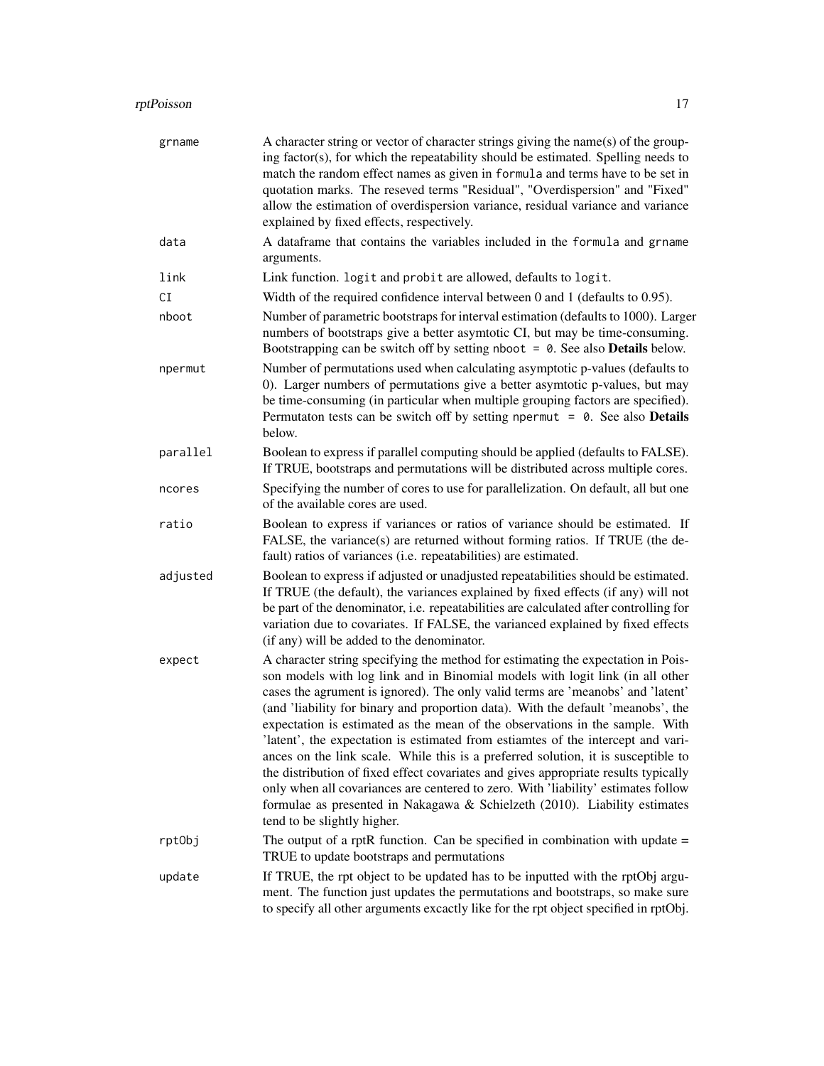grname
: A character string or vector of character strings giving the name(s) of the grouping factor(s), for which the repeatability should be estimated. Spelling needs to match the random effect names as given in `formula` and terms have to be set in quotation marks. The reseved terms "Residual", "Overdispersion" and "Fixed" allow the estimation of overdispersion variance, residual variance and variance explained by fixed effects, respectively.

data
: A dataframe that contains the variables included in the `formula` and `grname` arguments.

link
: Link function. `logit` and `probit` are allowed, defaults to `logit`.

CI
: Width of the required confidence interval between 0 and 1 (defaults to 0.95).

nboot
: Number of parametric bootstraps for interval estimation (defaults to 1000). Larger numbers of bootstraps give a better asymtotic CI, but may be time-consuming. Bootstrapping can be switch off by setting `nboot = 0`. See also **Details** below.

npermut
: Number of permutations used when calculating asymptotic p-values (defaults to 0). Larger numbers of permutations give a better asymtotic p-values, but may be time-consuming (in particular when multiple grouping factors are specified). Permutaton tests can be switch off by setting `npermut = 0`. See also **Details** below.

parallel
: Boolean to express if parallel computing should be applied (defaults to FALSE). If TRUE, bootstraps and permutations will be distributed across multiple cores.

ncores
: Specifying the number of cores to use for parallelization. On default, all but one of the available cores are used.

ratio
: Boolean to express if variances or ratios of variance should be estimated. If FALSE, the variance(s) are returned without forming ratios. If TRUE (the default) ratios of variances (i.e. repeatabilities) are estimated.

adjusted
: Boolean to express if adjusted or unadjusted repeatabilities should be estimated. If TRUE (the default), the variances explained by fixed effects (if any) will not be part of the denominator, i.e. repeatabilities are calculated after controlling for variation due to covariates. If FALSE, the varianced explained by fixed effects (if any) will be added to the denominator.

expect
: A character string specifying the method for estimating the expectation in Poisson models with log link and in Binomial models with logit link (in all other cases the agrument is ignored). The only valid terms are 'meanobs' and 'latent' (and 'liability for binary and proportion data). With the default 'meanobs', the expectation is estimated as the mean of the observations in the sample. With 'latent', the expectation is estimated from estiamtes of the intercept and variances on the link scale. While this is a preferred solution, it is susceptible to the distribution of fixed effect covariates and gives appropriate results typically only when all covariances are centered to zero. With 'liability' estimates follow formulae as presented in Nakagawa & Schielzeth (2010). Liability estimates tend to be slightly higher.

rptObj
: The output of a rptR function. Can be specified in combination with update = TRUE to update bootstraps and permutations

update
: If TRUE, the rpt object to be updated has to be inputted with the rptObj argument. The function just updates the permutations and bootstraps, so make sure to specify all other arguments excactly like for the rpt object specified in rptObj.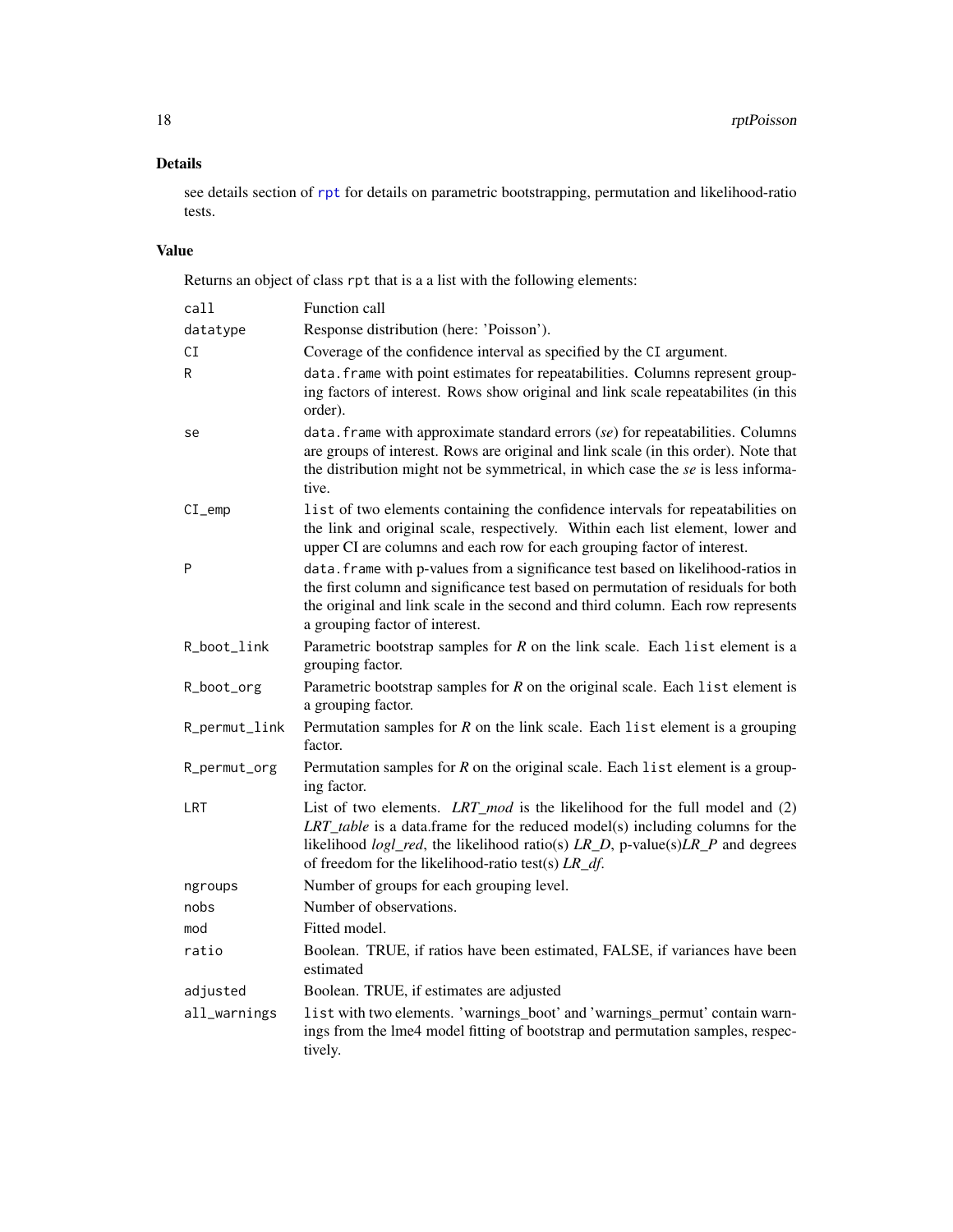## Details

see details section of rpt for details on parametric bootstrapping, permutation and likelihood-ratio tests.

## Value

Returns an object of class `rpt` that is a a list with the following elements:

| | |
|---|---|
| `call` | Function call |
| `datatype` | Response distribution (here: 'Poisson'). |
| `CI` | Coverage of the confidence interval as specified by the `CI` argument. |
| `R` | `data.frame` with point estimates for repeatabilities. Columns represent grouping factors of interest. Rows show original and link scale repeatabilites (in this order). |
| `se` | `data.frame` with approximate standard errors (*se*) for repeatabilities. Columns are groups of interest. Rows are original and link scale (in this order). Note that the distribution might not be symmetrical, in which case the *se* is less informative. |
| `CI_emp` | `list` of two elements containing the confidence intervals for repeatabilities on the link and original scale, respectively. Within each list element, lower and upper CI are columns and each row for each grouping factor of interest. |
| `P` | `data.frame` with p-values from a significance test based on likelihood-ratios in the first column and significance test based on permutation of residuals for both the original and link scale in the second and third column. Each row represents a grouping factor of interest. |
| `R_boot_link` | Parametric bootstrap samples for *R* on the link scale. Each `list` element is a grouping factor. |
| `R_boot_org` | Parametric bootstrap samples for *R* on the original scale. Each `list` element is a grouping factor. |
| `R_permut_link` | Permutation samples for *R* on the link scale. Each `list` element is a grouping factor. |
| `R_permut_org` | Permutation samples for *R* on the original scale. Each `list` element is a grouping factor. |
| `LRT` | List of two elements. *LRT_mod* is the likelihood for the full model and (2) *LRT_table* is a data.frame for the reduced model(s) including columns for the likelihood *logl_red*, the likelihood ratio(s) *LR_D*, p-value(s)*LR_P* and degrees of freedom for the likelihood-ratio test(s) *LR_df*. |
| `ngroups` | Number of groups for each grouping level. |
| `nobs` | Number of observations. |
| `mod` | Fitted model. |
| `ratio` | Boolean. TRUE, if ratios have been estimated, FALSE, if variances have been estimated |
| `adjusted` | Boolean. TRUE, if estimates are adjusted |
| `all_warnings` | `list` with two elements. 'warnings_boot' and 'warnings_permut' contain warnings from the lme4 model fitting of bootstrap and permutation samples, respectively. |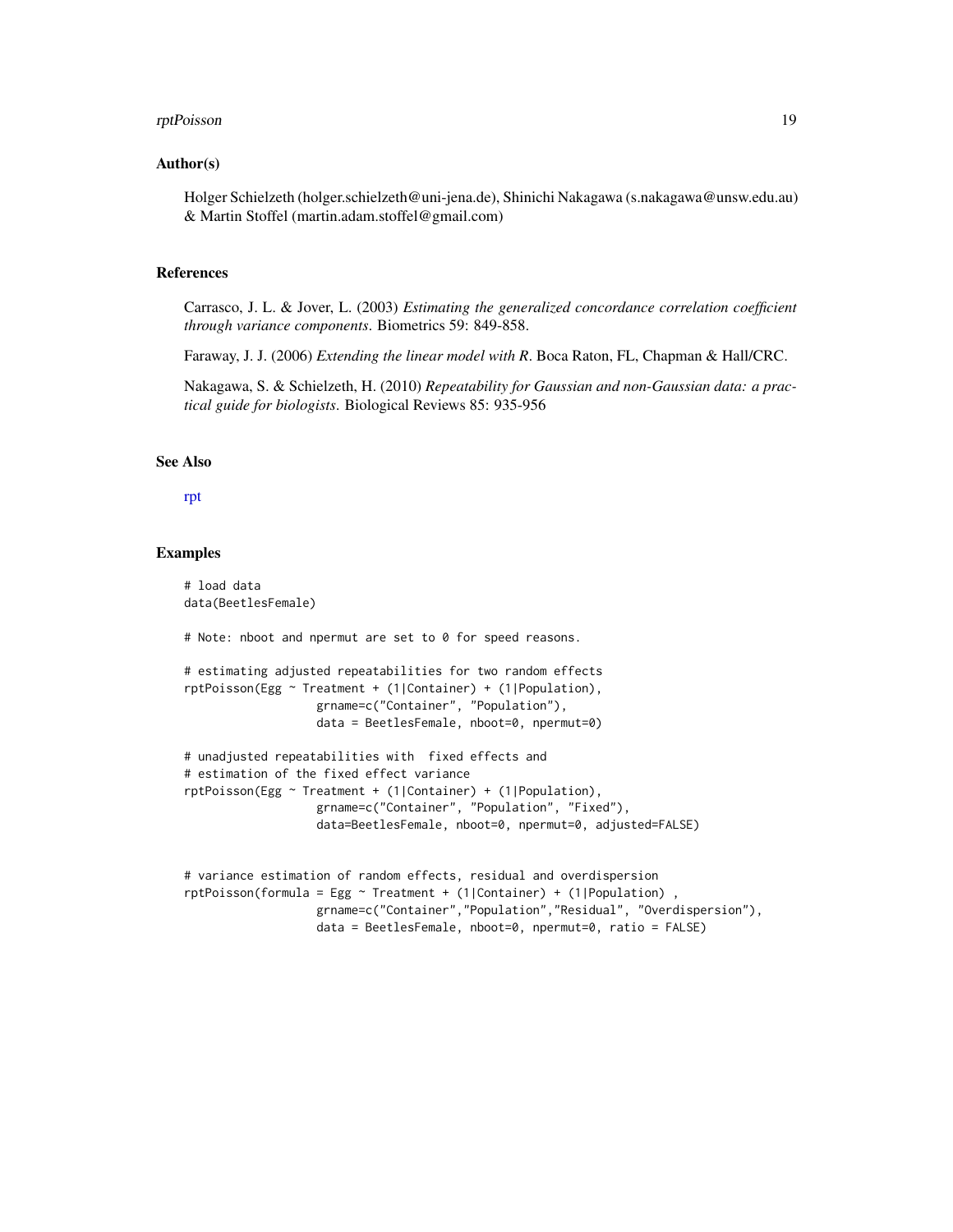## Author(s)

Holger Schielzeth (holger.schielzeth@uni-jena.de), Shinichi Nakagawa (s.nakagawa@unsw.edu.au) & Martin Stoffel (martin.adam.stoffel@gmail.com)

## References

Carrasco, J. L. & Jover, L. (2003) *Estimating the generalized concordance correlation coefficient through variance components*. Biometrics 59: 849-858.

Faraway, J. J. (2006) *Extending the linear model with R*. Boca Raton, FL, Chapman & Hall/CRC.

Nakagawa, S. & Schielzeth, H. (2010) *Repeatability for Gaussian and non-Gaussian data: a practical guide for biologists*. Biological Reviews 85: 935-956

## See Also

rpt

## Examples

```
# load data
data(BeetlesFemale)

# Note: nboot and npermut are set to 0 for speed reasons.

# estimating adjusted repeatabilities for two random effects
rptPoisson(Egg ~ Treatment + (1|Container) + (1|Population),
                   grname=c("Container", "Population"),
                   data = BeetlesFemale, nboot=0, npermut=0)

# unadjusted repeatabilities with  fixed effects and
# estimation of the fixed effect variance
rptPoisson(Egg ~ Treatment + (1|Container) + (1|Population),
                   grname=c("Container", "Population", "Fixed"),
                   data=BeetlesFemale, nboot=0, npermut=0, adjusted=FALSE)


# variance estimation of random effects, residual and overdispersion
rptPoisson(formula = Egg ~ Treatment + (1|Container) + (1|Population) ,
                   grname=c("Container","Population","Residual", "Overdispersion"),
                   data = BeetlesFemale, nboot=0, npermut=0, ratio = FALSE)
```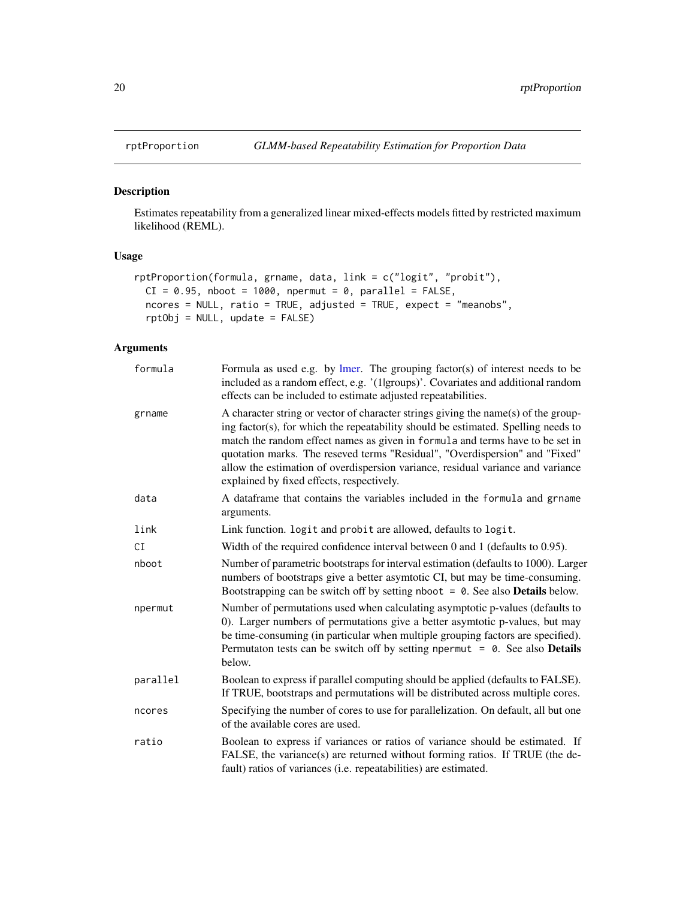## rptProportion *GLMM-based Repeatability Estimation for Proportion Data*

### Description

Estimates repeatability from a generalized linear mixed-effects models fitted by restricted maximum likelihood (REML).

### Usage

```
rptProportion(formula, grname, data, link = c("logit", "probit"),
  CI = 0.95, nboot = 1000, npermut = 0, parallel = FALSE,
  ncores = NULL, ratio = TRUE, adjusted = TRUE, expect = "meanobs",
  rptObj = NULL, update = FALSE)
```

### Arguments

| | |
|---|---|
| `formula` | Formula as used e.g. by lmer. The grouping factor(s) of interest needs to be included as a random effect, e.g. '(1\|groups)'. Covariates and additional random effects can be included to estimate adjusted repeatabilities. |
| `grname` | A character string or vector of character strings giving the name(s) of the grouping factor(s), for which the repeatability should be estimated. Spelling needs to match the random effect names as given in `formula` and terms have to be set in quotation marks. The reseved terms "Residual", "Overdispersion" and "Fixed" allow the estimation of overdispersion variance, residual variance and variance explained by fixed effects, respectively. |
| `data` | A dataframe that contains the variables included in the `formula` and `grname` arguments. |
| `link` | Link function. `logit` and `probit` are allowed, defaults to `logit`. |
| `CI` | Width of the required confidence interval between 0 and 1 (defaults to 0.95). |
| `nboot` | Number of parametric bootstraps for interval estimation (defaults to 1000). Larger numbers of bootstraps give a better asymtotic CI, but may be time-consuming. Bootstrapping can be switch off by setting `nboot = 0`. See also **Details** below. |
| `npermut` | Number of permutations used when calculating asymptotic p-values (defaults to 0). Larger numbers of permutations give a better asymtotic p-values, but may be time-consuming (in particular when multiple grouping factors are specified). Permutaton tests can be switch off by setting `npermut = 0`. See also **Details** below. |
| `parallel` | Boolean to express if parallel computing should be applied (defaults to FALSE). If TRUE, bootstraps and permutations will be distributed across multiple cores. |
| `ncores` | Specifying the number of cores to use for parallelization. On default, all but one of the available cores are used. |
| `ratio` | Boolean to express if variances or ratios of variance should be estimated. If FALSE, the variance(s) are returned without forming ratios. If TRUE (the default) ratios of variances (i.e. repeatabilities) are estimated. |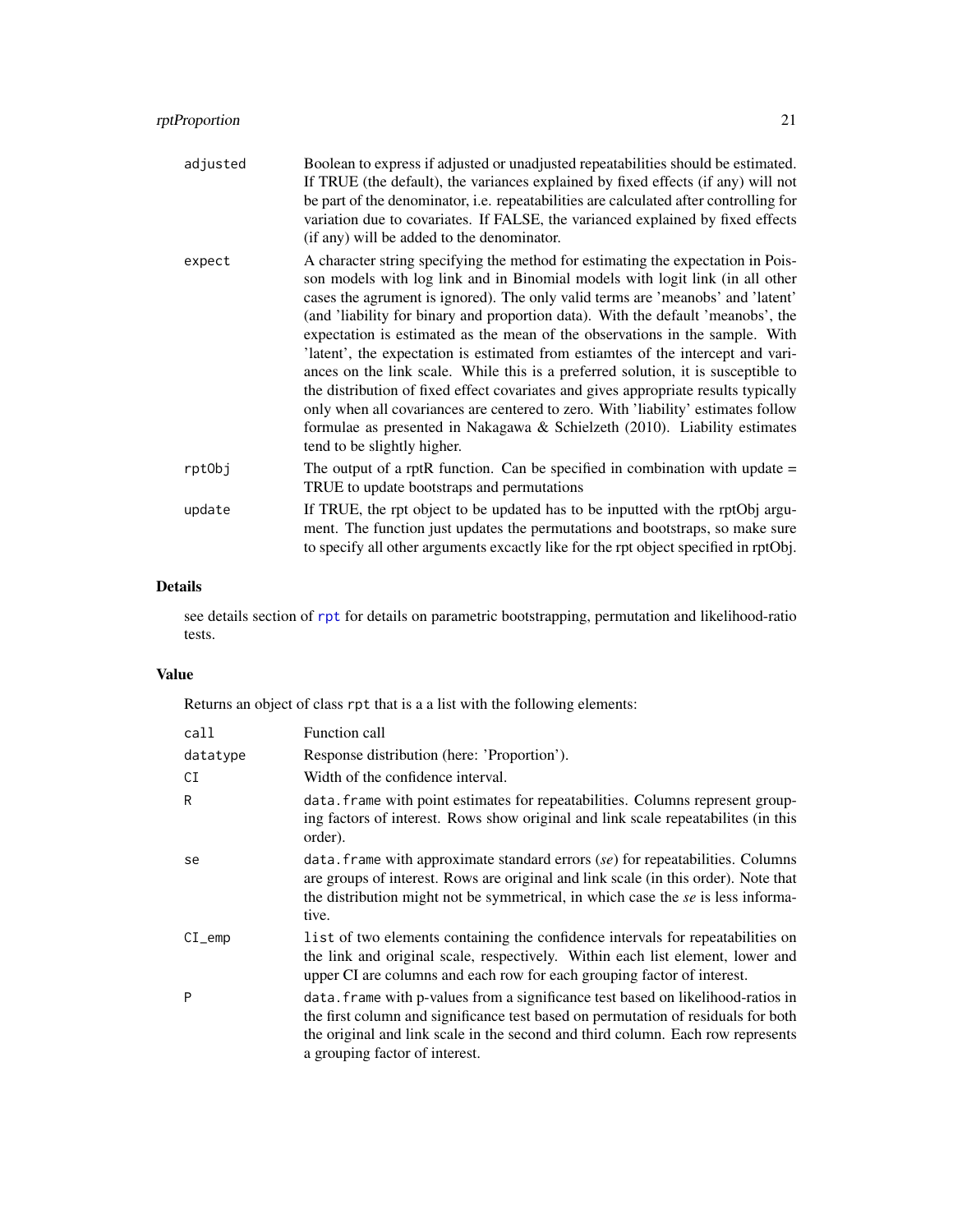| | |
|---|---|
| adjusted | Boolean to express if adjusted or unadjusted repeatabilities should be estimated. If TRUE (the default), the variances explained by fixed effects (if any) will not be part of the denominator, i.e. repeatabilities are calculated after controlling for variation due to covariates. If FALSE, the varianced explained by fixed effects (if any) will be added to the denominator. |
| expect | A character string specifying the method for estimating the expectation in Poisson models with log link and in Binomial models with logit link (in all other cases the agrument is ignored). The only valid terms are 'meanobs' and 'latent' (and 'liability for binary and proportion data). With the default 'meanobs', the expectation is estimated as the mean of the observations in the sample. With 'latent', the expectation is estimated from estiamtes of the intercept and variances on the link scale. While this is a preferred solution, it is susceptible to the distribution of fixed effect covariates and gives appropriate results typically only when all covariances are centered to zero. With 'liability' estimates follow formulae as presented in Nakagawa & Schielzeth (2010). Liability estimates tend to be slightly higher. |
| rptObj | The output of a rptR function. Can be specified in combination with update = TRUE to update bootstraps and permutations |
| update | If TRUE, the rpt object to be updated has to be inputted with the rptObj argument. The function just updates the permutations and bootstraps, so make sure to specify all other arguments excactly like for the rpt object specified in rptObj. |

## Details

see details section of rpt for details on parametric bootstrapping, permutation and likelihood-ratio tests.

## Value

Returns an object of class rpt that is a a list with the following elements:

| | |
|---|---|
| call | Function call |
| datatype | Response distribution (here: 'Proportion'). |
| CI | Width of the confidence interval. |
| R | data.frame with point estimates for repeatabilities. Columns represent grouping factors of interest. Rows show original and link scale repeatabilites (in this order). |
| se | data.frame with approximate standard errors (*se*) for repeatabilities. Columns are groups of interest. Rows are original and link scale (in this order). Note that the distribution might not be symmetrical, in which case the *se* is less informative. |
| CI_emp | list of two elements containing the confidence intervals for repeatabilities on the link and original scale, respectively. Within each list element, lower and upper CI are columns and each row for each grouping factor of interest. |
| P | data.frame with p-values from a significance test based on likelihood-ratios in the first column and significance test based on permutation of residuals for both the original and link scale in the second and third column. Each row represents a grouping factor of interest. |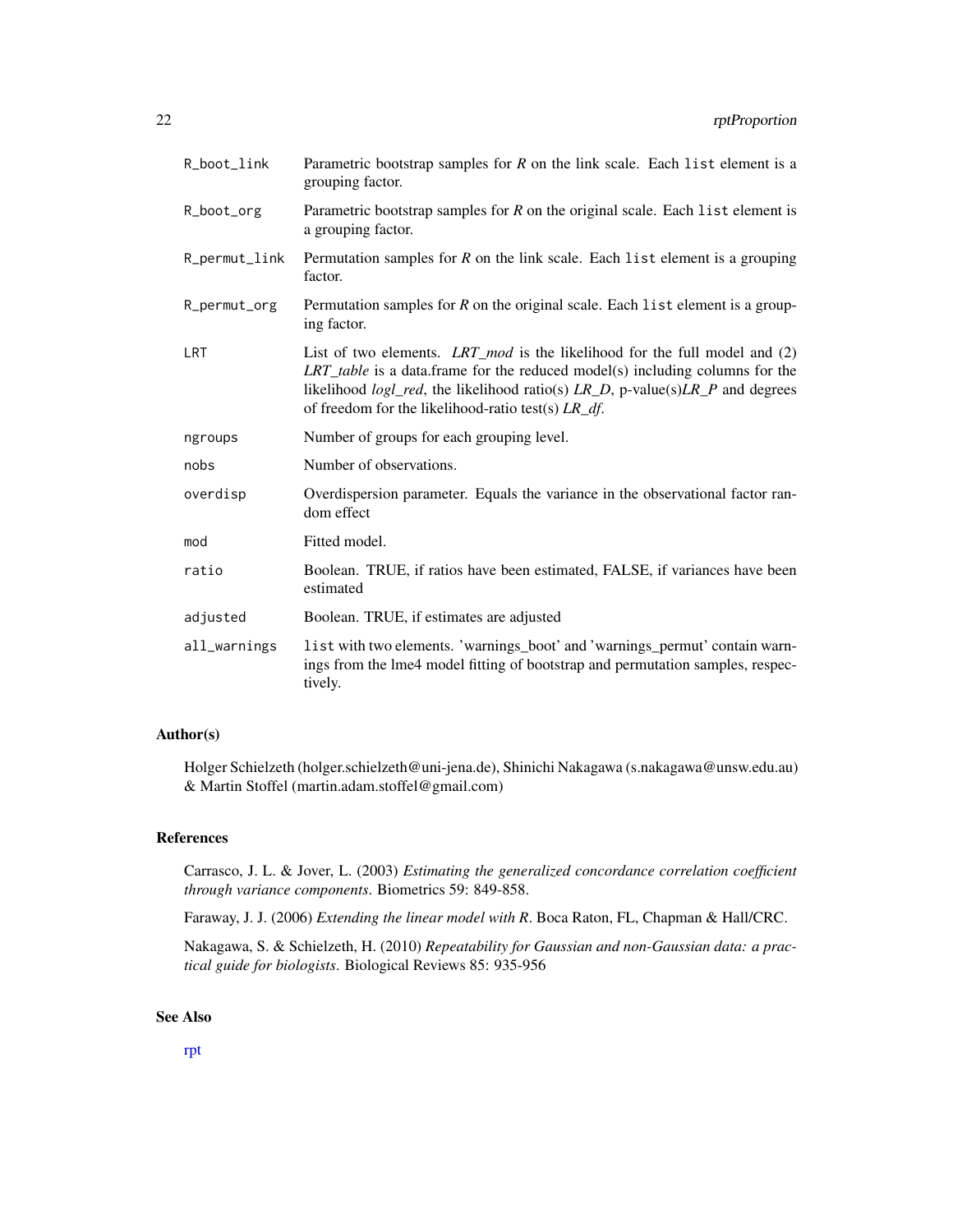| | |
|---|---|
| R_boot_link | Parametric bootstrap samples for *R* on the link scale. Each list element is a grouping factor. |
| R_boot_org | Parametric bootstrap samples for *R* on the original scale. Each list element is a grouping factor. |
| R_permut_link | Permutation samples for *R* on the link scale. Each list element is a grouping factor. |
| R_permut_org | Permutation samples for *R* on the original scale. Each list element is a grouping factor. |
| LRT | List of two elements. *LRT_mod* is the likelihood for the full model and (2) *LRT_table* is a data.frame for the reduced model(s) including columns for the likelihood *logl_red*, the likelihood ratio(s) *LR_D*, p-value(s)*LR_P* and degrees of freedom for the likelihood-ratio test(s) *LR_df*. |
| ngroups | Number of groups for each grouping level. |
| nobs | Number of observations. |
| overdisp | Overdispersion parameter. Equals the variance in the observational factor random effect |
| mod | Fitted model. |
| ratio | Boolean. TRUE, if ratios have been estimated, FALSE, if variances have been estimated |
| adjusted | Boolean. TRUE, if estimates are adjusted |
| all_warnings | list with two elements. 'warnings_boot' and 'warnings_permut' contain warnings from the lme4 model fitting of bootstrap and permutation samples, respectively. |

## Author(s)

Holger Schielzeth (holger.schielzeth@uni-jena.de), Shinichi Nakagawa (s.nakagawa@unsw.edu.au) & Martin Stoffel (martin.adam.stoffel@gmail.com)

## References

Carrasco, J. L. & Jover, L. (2003) *Estimating the generalized concordance correlation coefficient through variance components*. Biometrics 59: 849-858.

Faraway, J. J. (2006) *Extending the linear model with R*. Boca Raton, FL, Chapman & Hall/CRC.

Nakagawa, S. & Schielzeth, H. (2010) *Repeatability for Gaussian and non-Gaussian data: a practical guide for biologists*. Biological Reviews 85: 935-956

## See Also

rpt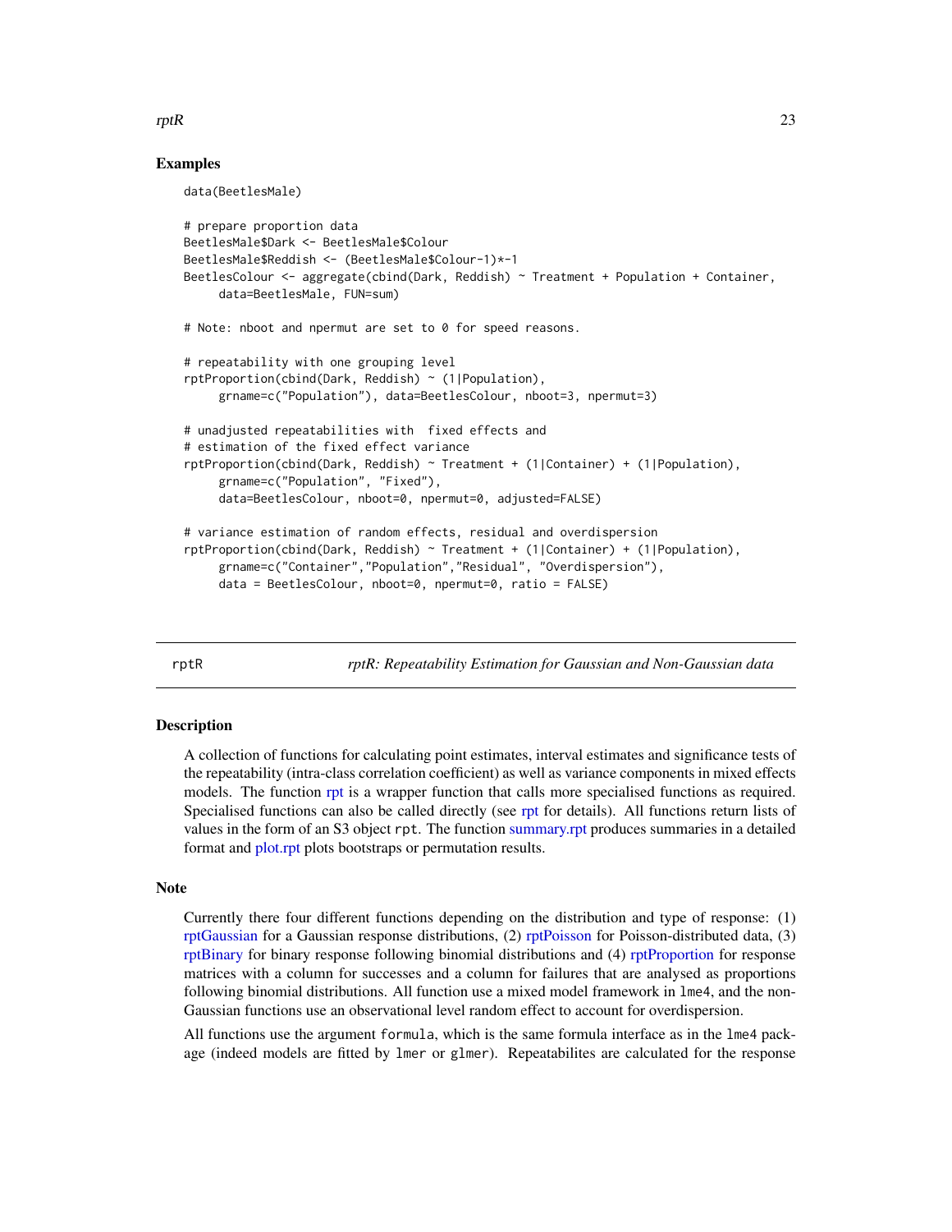### Examples

```
data(BeetlesMale)

# prepare proportion data
BeetlesMale$Dark <- BeetlesMale$Colour
BeetlesMale$Reddish <- (BeetlesMale$Colour-1)*-1
BeetlesColour <- aggregate(cbind(Dark, Reddish) ~ Treatment + Population + Container,
     data=BeetlesMale, FUN=sum)

# Note: nboot and npermut are set to 0 for speed reasons.

# repeatability with one grouping level
rptProportion(cbind(Dark, Reddish) ~ (1|Population),
     grname=c("Population"), data=BeetlesColour, nboot=3, npermut=3)

# unadjusted repeatabilities with  fixed effects and
# estimation of the fixed effect variance
rptProportion(cbind(Dark, Reddish) ~ Treatment + (1|Container) + (1|Population),
     grname=c("Population", "Fixed"),
     data=BeetlesColour, nboot=0, npermut=0, adjusted=FALSE)

# variance estimation of random effects, residual and overdispersion
rptProportion(cbind(Dark, Reddish) ~ Treatment + (1|Container) + (1|Population),
     grname=c("Container","Population","Residual", "Overdispersion"),
     data = BeetlesColour, nboot=0, npermut=0, ratio = FALSE)
```

---

## rptR — *rptR: Repeatability Estimation for Gaussian and Non-Gaussian data*

### Description

A collection of functions for calculating point estimates, interval estimates and significance tests of the repeatability (intra-class correlation coefficient) as well as variance components in mixed effects models. The function rpt is a wrapper function that calls more specialised functions as required. Specialised functions can also be called directly (see rpt for details). All functions return lists of values in the form of an S3 object `rpt`. The function summary.rpt produces summaries in a detailed format and plot.rpt plots bootstraps or permutation results.

### Note

Currently there four different functions depending on the distribution and type of response: (1) rptGaussian for a Gaussian response distributions, (2) rptPoisson for Poisson-distributed data, (3) rptBinary for binary response following binomial distributions and (4) rptProportion for response matrices with a column for successes and a column for failures that are analysed as proportions following binomial distributions. All function use a mixed model framework in `lme4`, and the non-Gaussian functions use an observational level random effect to account for overdispersion.

All functions use the argument `formula`, which is the same formula interface as in the `lme4` package (indeed models are fitted by `lmer` or `glmer`). Repeatabilites are calculated for the response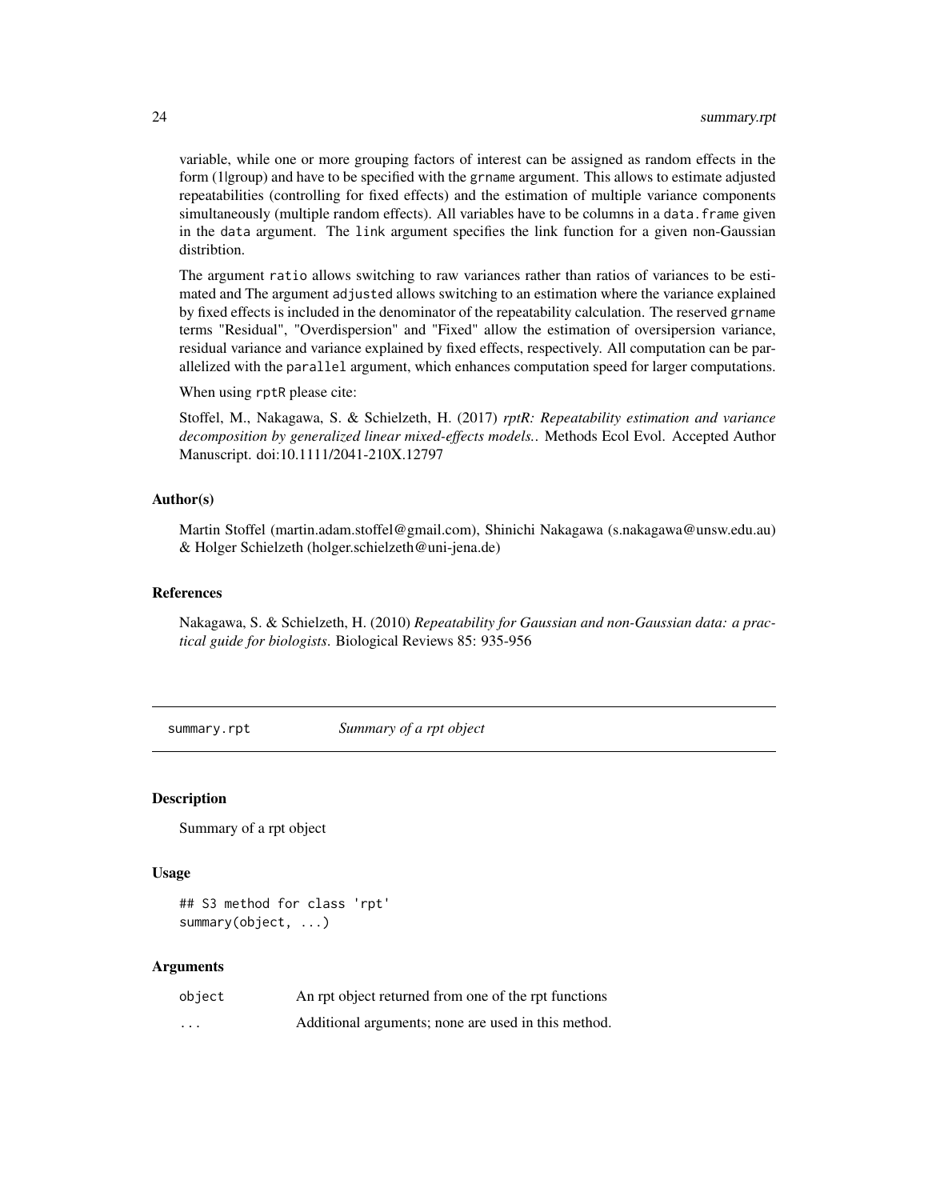variable, while one or more grouping factors of interest can be assigned as random effects in the form (1|group) and have to be specified with the grname argument. This allows to estimate adjusted repeatabilities (controlling for fixed effects) and the estimation of multiple variance components simultaneously (multiple random effects). All variables have to be columns in a data.frame given in the data argument. The link argument specifies the link function for a given non-Gaussian distribtion.

The argument ratio allows switching to raw variances rather than ratios of variances to be estimated and The argument adjusted allows switching to an estimation where the variance explained by fixed effects is included in the denominator of the repeatability calculation. The reserved grname terms "Residual", "Overdispersion" and "Fixed" allow the estimation of oversipersion variance, residual variance and variance explained by fixed effects, respectively. All computation can be parallelized with the parallel argument, which enhances computation speed for larger computations.

When using rptR please cite:

Stoffel, M., Nakagawa, S. & Schielzeth, H. (2017) *rptR: Repeatability estimation and variance decomposition by generalized linear mixed-effects models.*. Methods Ecol Evol. Accepted Author Manuscript. doi:10.1111/2041-210X.12797

### Author(s)

Martin Stoffel (martin.adam.stoffel@gmail.com), Shinichi Nakagawa (s.nakagawa@unsw.edu.au) & Holger Schielzeth (holger.schielzeth@uni-jena.de)

### References

Nakagawa, S. & Schielzeth, H. (2010) *Repeatability for Gaussian and non-Gaussian data: a practical guide for biologists*. Biological Reviews 85: 935-956

---

## summary.rpt — *Summary of a rpt object*

### Description

Summary of a rpt object

### Usage

```
## S3 method for class 'rpt'
summary(object, ...)
```

### Arguments

| | |
|---|---|
| object | An rpt object returned from one of the rpt functions |
| ... | Additional arguments; none are used in this method. |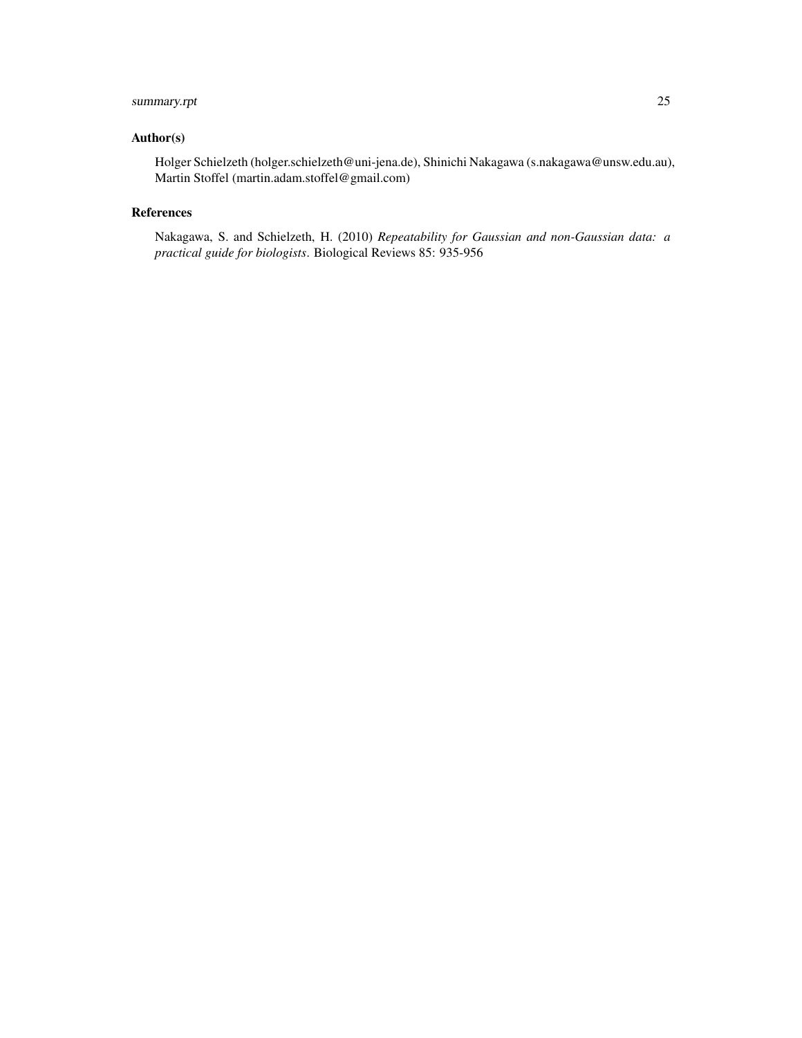## Author(s)

Holger Schielzeth (holger.schielzeth@uni-jena.de), Shinichi Nakagawa (s.nakagawa@unsw.edu.au), Martin Stoffel (martin.adam.stoffel@gmail.com)

## References

Nakagawa, S. and Schielzeth, H. (2010) *Repeatability for Gaussian and non-Gaussian data: a practical guide for biologists*. Biological Reviews 85: 935-956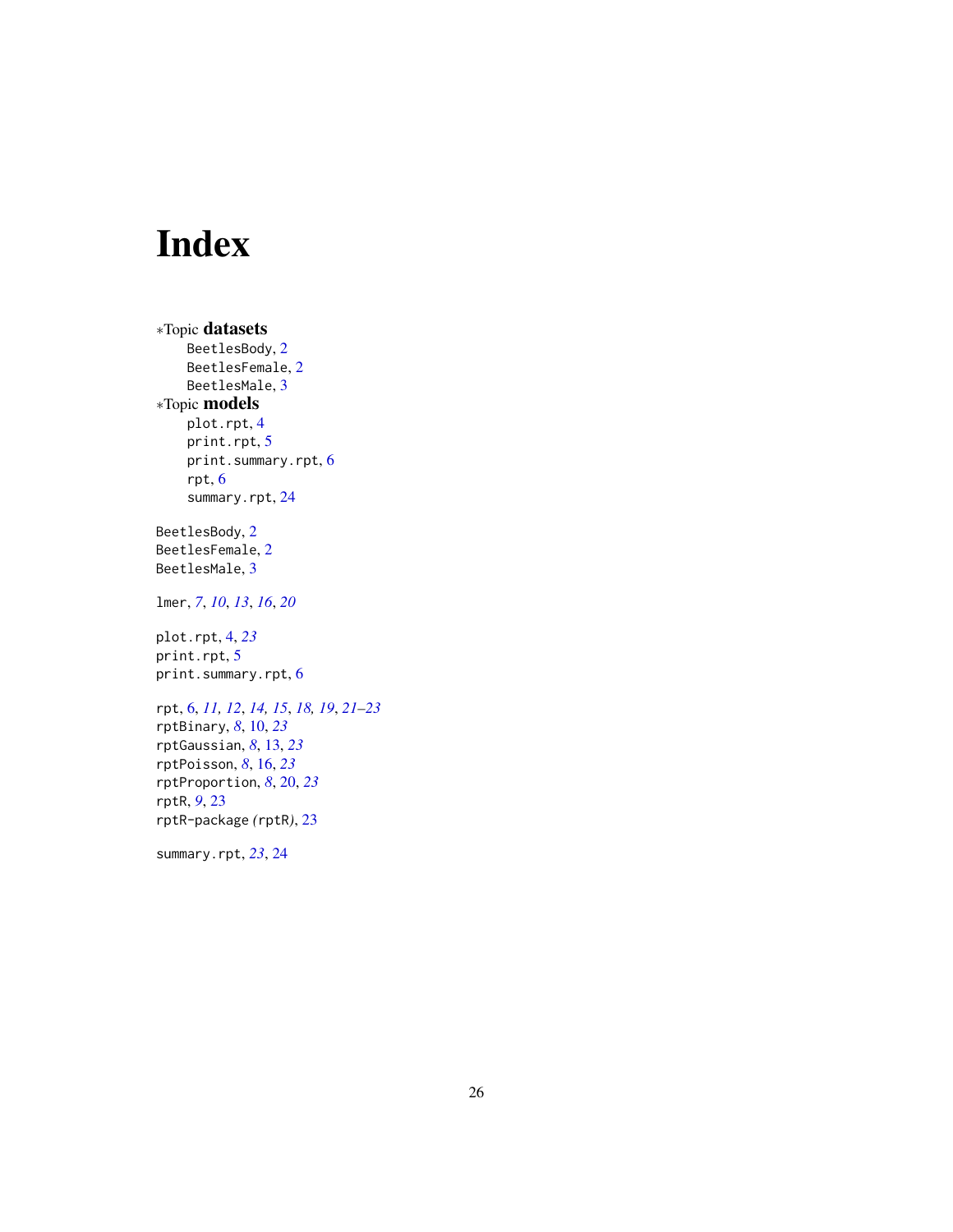# Index

*Topic **datasets**
- BeetlesBody, 2
- BeetlesFemale, 2
- BeetlesMale, 3

*Topic **models**
- plot.rpt, 4
- print.rpt, 5
- print.summary.rpt, 6
- rpt, 6
- summary.rpt, 24

BeetlesBody, 2
BeetlesFemale, 2
BeetlesMale, 3

lmer, *7*, *10*, *13*, *16*, *20*

plot.rpt, 4, *23*
print.rpt, 5
print.summary.rpt, 6

rpt, 6, *11, 12*, *14, 15*, *18, 19*, *21–23*
rptBinary, *8*, 10, *23*
rptGaussian, *8*, 13, *23*
rptPoisson, *8*, 16, *23*
rptProportion, *8*, 20, *23*
rptR, *9*, 23
rptR-package *(*rptR*)*, 23

summary.rpt, *23*, 24